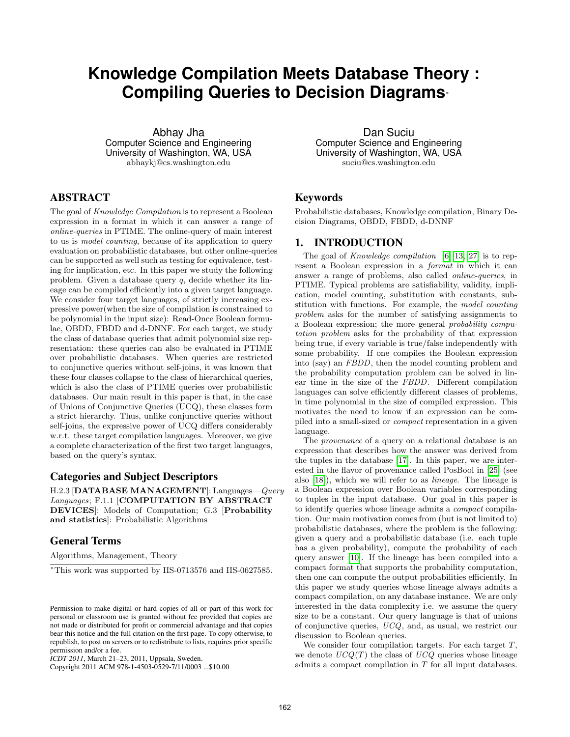# Knowledge Compilation Meets Database Theory : Compiling Queries to Decision Diagrams*

Abhay Jha
Computer Science and Engineering
University of Washington, WA, USA
abhaykj@cs.washington.edu

Dan Suciu
Computer Science and Engineering
University of Washington, WA, USA
suciu@cs.washington.edu

## ABSTRACT

The goal of *Knowledge Compilation* is to represent a Boolean expression in a format in which it can answer a range of *online-queries* in PTIME. The online-query of main interest to us is *model counting*, because of its application to query evaluation on probabilistic databases, but other online-queries can be supported as well such as testing for equivalence, testing for implication, etc. In this paper we study the following problem. Given a database query $q$, decide whether its lineage can be compiled efficiently into a given target language. We consider four target languages, of strictly increasing expressive power(when the size of compilation is constrained to be polynomial in the input size): Read-Once Boolean formulae, OBDD, FBDD and d-DNNF. For each target, we study the class of database queries that admit polynomial size representation: these queries can also be evaluated in PTIME over probabilistic databases. When queries are restricted to conjunctive queries without self-joins, it was known that these four classes collapse to the class of hierarchical queries, which is also the class of PTIME queries over probabilistic databases. Our main result in this paper is that, in the case of Unions of Conjunctive Queries (UCQ), these classes form a strict hierarchy. Thus, unlike conjunctive queries without self-joins, the expressive power of UCQ differs considerably w.r.t. these target compilation languages. Moreover, we give a complete characterization of the first two target languages, based on the query's syntax.

### Categories and Subject Descriptors

H.2.3 [**DATABASE MANAGEMENT**]: Languages—*Query Languages*; F.1.1 [**COMPUTATION BY ABSTRACT DEVICES**]: Models of Computation; G.3 [**Probability and statistics**]: Probabilistic Algorithms

### General Terms

Algorithms, Management, Theory

*This work was supported by IIS-0713576 and IIS-0627585.

Permission to make digital or hard copies of all or part of this work for personal or classroom use is granted without fee provided that copies are not made or distributed for profit or commercial advantage and that copies bear this notice and the full citation on the first page. To copy otherwise, to republish, to post on servers or to redistribute to lists, requires prior specific permission and/or a fee.
*ICDT 2011*, March 21–23, 2011, Uppsala, Sweden.
Copyright 2011 ACM 978-1-4503-0529-7/11/0003 ...$10.00

### Keywords

Probabilistic databases, Knowledge compilation, Binary Decision Diagrams, OBDD, FBDD, d-DNNF

## 1. INTRODUCTION

The goal of *Knowledge compilation* [6, 13, 27] is to represent a Boolean expression in a *format* in which it can answer a range of problems, also called *online-queries*, in PTIME. Typical problems are satisfiability, validity, implication, model counting, substitution with constants, substitution with functions. For example, the *model counting problem* asks for the number of satisfying assignments to a Boolean expression; the more general *probability computation problem* asks for the probability of that expression being true, if every variable is true/false independently with some probability. If one compiles the Boolean expression into (say) an *FBDD*, then the model counting problem and the probability computation problem can be solved in linear time in the size of the *FBDD*. Different compilation languages can solve efficiently different classes of problems, in time polynomial in the size of compiled expression. This motivates the need to know if an expression can be compiled into a small-sized or *compact* representation in a given language.

The *provenance* of a query on a relational database is an expression that describes how the answer was derived from the tuples in the database [17]. In this paper, we are interested in the flavor of provenance called PosBool in [25] (see also [18]), which we will refer to as *lineage*. The lineage is a Boolean expression over Boolean variables corresponding to tuples in the input database. Our goal in this paper is to identify queries whose lineage admits a *compact* compilation. Our main motivation comes from (but is not limited to) probabilistic databases, where the problem is the following: given a query and a probabilistic database (i.e. each tuple has a given probability), compute the probability of each query answer [10]. If the lineage has been compiled into a compact format that supports the probability computation, then one can compute the output probabilities efficiently. In this paper we study queries whose lineage always admits a compact compilation, on any database instance. We are only interested in the data complexity i.e. we assume the query size to be a constant. Our query language is that of unions of conjunctive queries, $UCQ$, and, as usual, we restrict our discussion to Boolean queries.

We consider four compilation targets. For each target $T$, we denote $UCQ(T)$ the class of $UCQ$ queries whose lineage admits a compact compilation in $T$ for all input databases.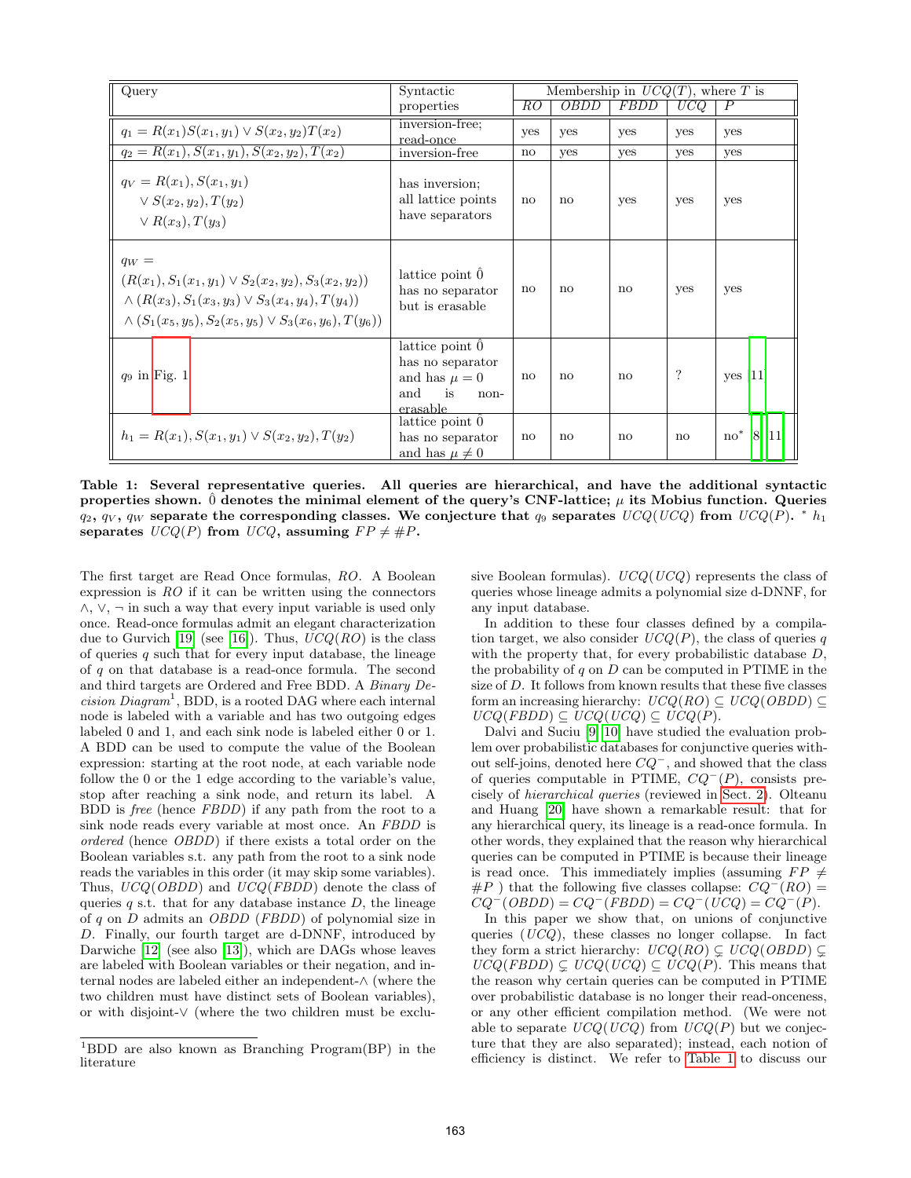| Query | Syntactic properties | Membership in $UCQ(T)$, where $T$ is | | | | |
|---|---|---|---|---|---|---|
| | | $RO$ | $OBDD$ | $FBDD$ | $UCQ$ | $P$ |
| $q_1 = R(x_1)S(x_1, y_1) \vee S(x_2, y_2)T(x_2)$ | inversion-free; read-once | yes | yes | yes | yes | yes |
| $q_2 = R(x_1), S(x_1, y_1), S(x_2, y_2), T(x_2)$ | inversion-free | no | yes | yes | yes | yes |
| $q_V = R(x_1), S(x_1, y_1) \vee S(x_2, y_2), T(y_2) \vee R(x_3), T(y_3)$ | has inversion; all lattice points have separators | no | no | yes | yes | yes |
| $q_W = (R(x_1), S_1(x_1, y_1) \vee S_2(x_2, y_2), S_3(x_2, y_2)) \wedge (R(x_3), S_1(x_3, y_3) \vee S_3(x_4, y_4), T(y_4)) \wedge (S_1(x_5, y_5), S_2(x_5, y_5) \vee S_3(x_6, y_6), T(y_6))$ | lattice point $\hat{0}$ has no separator but is erasable | no | no | no | yes | yes |
| $q_9$ in Fig. 1 | lattice point $\hat{0}$ has no separator and has $\mu = 0$ and is non-erasable | no | no | no | ? | yes [11] |
| $h_1 = R(x_1), S(x_1, y_1) \vee S(x_2, y_2), T(y_2)$ | lattice point $\hat{0}$ has no separator and has $\mu \neq 0$ | no | no | no | no | no* [8] [11] |

**Table 1: Several representative queries. All queries are hierarchical, and have the additional syntactic properties shown. $\hat{0}$ denotes the minimal element of the query's CNF-lattice; $\mu$ its Mobius function. Queries $q_2$, $q_V$, $q_W$ separate the corresponding classes. We conjecture that $q_9$ separates $UCQ(UCQ)$ from $UCQ(P)$. * $h_1$ separates $UCQ(P)$ from $UCQ$, assuming $FP \neq \#P$.**

The first target are Read Once formulas, $RO$. A Boolean expression is $RO$ if it can be written using the connectors $\wedge$, $\vee$, $\neg$ in such a way that every input variable is used only once. Read-once formulas admit an elegant characterization due to Gurvich [19] (see [16]). Thus, $UCQ(RO)$ is the class of queries $q$ such that for every input database, the lineage of $q$ on that database is a read-once formula. The second and third targets are Ordered and Free BDD. A *Binary Decision Diagram*[1], BDD, is a rooted DAG where each internal node is labeled with a variable and has two outgoing edges labeled 0 and 1, and each sink node is labeled either 0 or 1. A BDD can be used to compute the value of the Boolean expression: starting at the root node, at each variable node follow the 0 or the 1 edge according to the variable's value, stop after reaching a sink node, and return its label. A BDD is *free* (hence *FBDD*) if any path from the root to a sink node reads every variable at most once. An *FBDD* is *ordered* (hence *OBDD*) if there exists a total order on the Boolean variables s.t. any path from the root to a sink node reads the variables in this order (it may skip some variables). Thus, $UCQ(OBDD)$ and $UCQ(FBDD)$ denote the class of queries $q$ s.t. that for any database instance $D$, the lineage of $q$ on $D$ admits an $OBDD$ ($FBDD$) of polynomial size in $D$. Finally, our fourth target are d-DNNF, introduced by Darwiche [12] (see also [13]), which are DAGs whose leaves are labeled with Boolean variables or their negation, and internal nodes are labeled either an independent-$\wedge$ (where the two children must have distinct sets of Boolean variables), or with disjoint-$\vee$ (where the two children must be exclusive Boolean formulas). $UCQ(UCQ)$ represents the class of queries whose lineage admits a polynomial size d-DNNF, for any input database.

[1]BDD are also known as Branching Program(BP) in the literature

In addition to these four classes defined by a compilation target, we also consider $UCQ(P)$, the class of queries $q$ with the property that, for every probabilistic database $D$, the probability of $q$ on $D$ can be computed in PTIME in the size of $D$. It follows from known results that these five classes form an increasing hierarchy: $UCQ(RO) \subseteq UCQ(OBDD) \subseteq UCQ(FBDD) \subseteq UCQ(UCQ) \subseteq UCQ(P)$.

Dalvi and Suciu [9, 10] have studied the evaluation problem over probabilistic databases for conjunctive queries without self-joins, denoted here $CQ^-$, and showed that the class of queries computable in PTIME, $CQ^-(P)$, consists precisely of *hierarchical queries* (reviewed in Sect. 2). Olteanu and Huang [20] have shown a remarkable result: that for any hierarchical query, its lineage is a read-once formula. In other words, they explained that the reason why hierarchical queries can be computed in PTIME is because their lineage is read once. This immediately implies (assuming $FP \neq \#P$) that the following five classes collapse: $CQ^-(RO) = CQ^-(OBDD) = CQ^-(FBDD) = CQ^-(UCQ) = CQ^-(P)$.

In this paper we show that, on unions of conjunctive queries ($UCQ$), these classes no longer collapse. In fact they form a strict hierarchy: $UCQ(RO) \subsetneq UCQ(OBDD) \subsetneq UCQ(FBDD) \subsetneq UCQ(UCQ) \subseteq UCQ(P)$. This means that the reason why certain queries can be computed in PTIME over probabilistic database is no longer their read-onceness, or any other efficient compilation method. (We were not able to separate $UCQ(UCQ)$ from $UCQ(P)$ but we conjecture that they are also separated); instead, each notion of efficiency is distinct. We refer to Table 1 to discuss our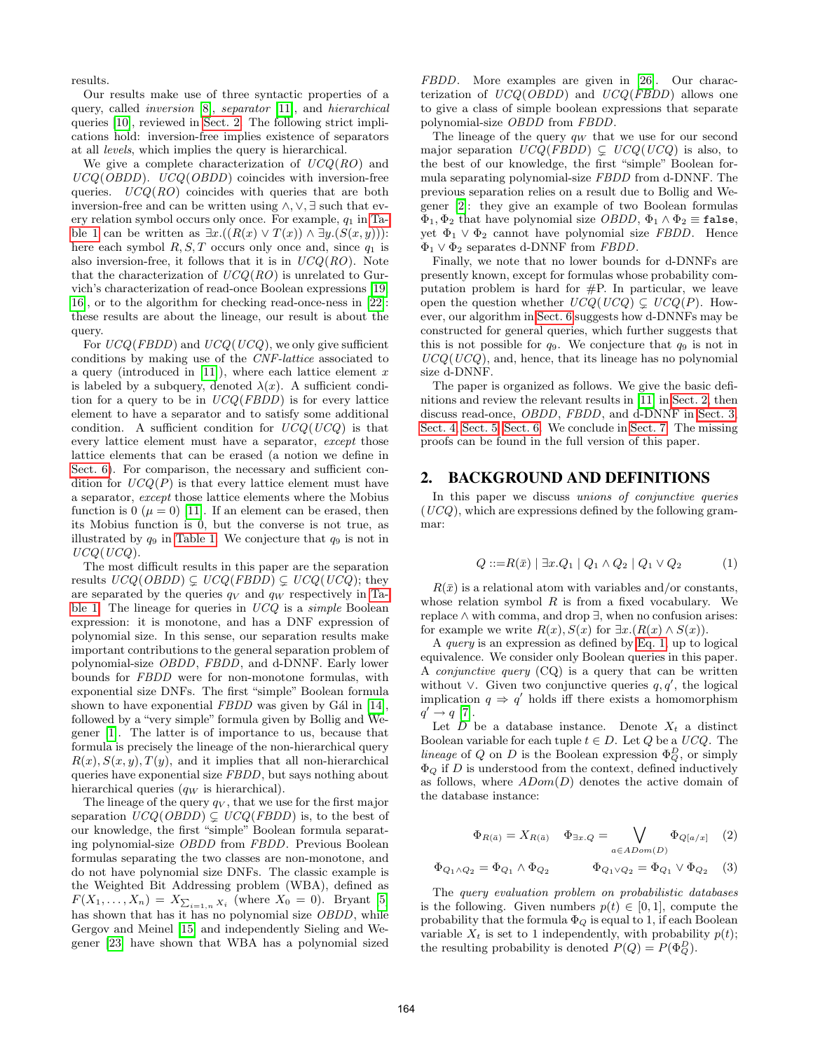results.

Our results make use of three syntactic properties of a query, called *inversion* [8], *separator* [11], and *hierarchical* queries [10], reviewed in Sect. 2. The following strict implications hold: inversion-free implies existence of separators at all *levels*, which implies the query is hierarchical.

We give a complete characterization of $UCQ(RO)$ and $UCQ(OBDD)$. $UCQ(OBDD)$ coincides with inversion-free queries. $UCQ(RO)$ coincides with queries that are both inversion-free and can be written using $\wedge, \vee, \exists$ such that every relation symbol occurs only once. For example, $q_1$ in Table 1 can be written as $\exists x.((R(x) \vee T(x)) \wedge \exists y.(S(x,y)))$: here each symbol $R, S, T$ occurs only once and, since $q_1$ is also inversion-free, it follows that it is in $UCQ(RO)$. Note that the characterization of $UCQ(RO)$ is unrelated to Gurvich's characterization of read-once Boolean expressions [19, 16], or to the algorithm for checking read-once-ness in [22]: these results are about the lineage, our result is about the query.

For $UCQ(FBDD)$ and $UCQ(UCQ)$, we only give sufficient conditions by making use of the *CNF-lattice* associated to a query (introduced in [11]), where each lattice element $x$ is labeled by a subquery, denoted $\lambda(x)$. A sufficient condition for a query to be in $UCQ(FBDD)$ is for every lattice element to have a separator and to satisfy some additional condition. A sufficient condition for $UCQ(UCQ)$ is that every lattice element must have a separator, *except* those lattice elements that can be erased (a notion we define in Sect. 6). For comparison, the necessary and sufficient condition for $UCQ(P)$ is that every lattice element must have a separator, *except* those lattice elements where the Mobius function is 0 ($\mu = 0$) [11]. If an element can be erased, then its Mobius function is 0, but the converse is not true, as illustrated by $q_9$ in Table 1. We conjecture that $q_9$ is not in $UCQ(UCQ)$.

The most difficult results in this paper are the separation results $UCQ(OBDD) \subsetneq UCQ(FBDD) \subsetneq UCQ(UCQ)$; they are separated by the queries $q_V$ and $q_W$ respectively in Table 1. The lineage for queries in $UCQ$ is a *simple* Boolean expression: it is monotone, and has a DNF expression of polynomial size. In this sense, our separation results make important contributions to the general separation problem of polynomial-size *OBDD*, *FBDD*, and d-DNNF. Early lower bounds for *FBDD* were for non-monotone formulas, with exponential size DNFs. The first "simple" Boolean formula shown to have exponential *FBDD* was given by Gál in [14], followed by a "very simple" formula given by Bollig and Wegener [1]. The latter is of importance to us, because that formula is precisely the lineage of the non-hierarchical query $R(x), S(x,y), T(y)$, and it implies that all non-hierarchical queries have exponential size *FBDD*, but says nothing about hierarchical queries ($q_W$ is hierarchical).

The lineage of the query $q_V$, that we use for the first major separation $UCQ(OBDD) \subsetneq UCQ(FBDD)$ is, to the best of our knowledge, the first "simple" Boolean formula separating polynomial-size *OBDD* from *FBDD*. Previous Boolean formulas separating the two classes are non-monotone, and do not have polynomial size DNFs. The classic example is the Weighted Bit Addressing problem (WBA), defined as $F(X_1, \ldots, X_n) = X_{\sum_{i=1,n} X_i}$ (where $X_0 = 0$). Bryant [5] has shown that has it has no polynomial size *OBDD*, while Gergov and Meinel [15] and independently Sieling and Wegener [23] have shown that WBA has a polynomial sized *FBDD*. More examples are given in [26]. Our characterization of $UCQ(OBDD)$ and $UCQ(FBDD)$ allows one to give a class of simple boolean expressions that separate polynomial-size *OBDD* from *FBDD*.

The lineage of the query $q_W$ that we use for our second major separation $UCQ(FBDD) \subsetneq UCQ(UCQ)$ is also, to the best of our knowledge, the first "simple" Boolean formula separating polynomial-size *FBDD* from d-DNNF. The previous separation relies on a result due to Bollig and Wegener [2]: they give an example of two Boolean formulas $\Phi_1, \Phi_2$ that have polynomial size *OBDD*, $\Phi_1 \wedge \Phi_2 \equiv \texttt{false}$, yet $\Phi_1 \vee \Phi_2$ cannot have polynomial size *FBDD*. Hence $\Phi_1 \vee \Phi_2$ separates d-DNNF from *FBDD*.

Finally, we note that no lower bounds for d-DNNFs are presently known, except for formulas whose probability computation problem is hard for #P. In particular, we leave open the question whether $UCQ(UCQ) \subsetneq UCQ(P)$. However, our algorithm in Sect. 6 suggests how d-DNNFs may be constructed for general queries, which further suggests that this is not possible for $q_9$. We conjecture that $q_9$ is not in $UCQ(UCQ)$, and, hence, that its lineage has no polynomial size d-DNNF.

The paper is organized as follows. We give the basic definitions and review the relevant results in [11] in Sect. 2, then discuss read-once, *OBDD*, *FBDD*, and d-DNNF in Sect. 3, Sect. 4, Sect. 5, Sect. 6. We conclude in Sect. 7. The missing proofs can be found in the full version of this paper.

## 2. BACKGROUND AND DEFINITIONS

In this paper we discuss *unions of conjunctive queries* ($UCQ$), which are expressions defined by the following grammar:

$$Q ::= R(\bar{x}) \mid \exists x.Q_1 \mid Q_1 \wedge Q_2 \mid Q_1 \vee Q_2 \tag{1}$$

$R(\bar{x})$ is a relational atom with variables and/or constants, whose relation symbol $R$ is from a fixed vocabulary. We replace $\wedge$ with comma, and drop $\exists$, when no confusion arises: for example we write $R(x), S(x)$ for $\exists x.(R(x) \wedge S(x))$.

A *query* is an expression as defined by Eq. 1, up to logical equivalence. We consider only Boolean queries in this paper. A *conjunctive query* (CQ) is a query that can be written without $\vee$. Given two conjunctive queries $q, q'$, the logical implication $q \Rightarrow q'$ holds iff there exists a homomorphism $q' \to q$ [7].

Let $D$ be a database instance. Denote $X_t$ a distinct Boolean variable for each tuple $t \in D$. Let $Q$ be a $UCQ$. The *lineage* of $Q$ on $D$ is the Boolean expression $\Phi_Q^D$, or simply $\Phi_Q$ if $D$ is understood from the context, defined inductively as follows, where $ADom(D)$ denotes the active domain of the database instance:

$$\Phi_{R(\bar{a})} = X_{R(\bar{a})} \quad \Phi_{\exists x.Q} = \bigvee_{a \in ADom(D)} \Phi_{Q[a/x]} \tag{2}$$

$$\Phi_{Q_1 \wedge Q_2} = \Phi_{Q_1} \wedge \Phi_{Q_2} \qquad \Phi_{Q_1 \vee Q_2} = \Phi_{Q_1} \vee \Phi_{Q_2} \tag{3}$$

The *query evaluation problem on probabilistic databases* is the following. Given numbers $p(t) \in [0,1]$, compute the probability that the formula $\Phi_Q$ is equal to 1, if each Boolean variable $X_t$ is set to 1 independently, with probability $p(t)$; the resulting probability is denoted $P(Q) = P(\Phi_Q^D)$.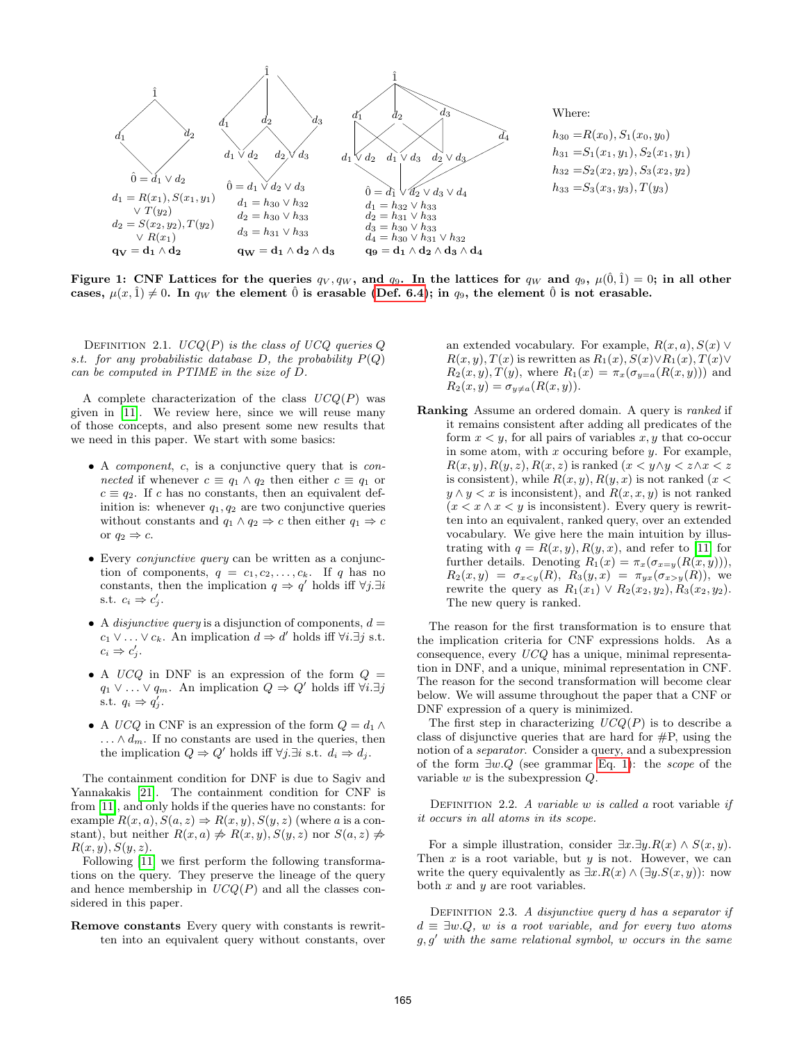$\hat{1}$

$d_1$ $d_2$

$\hat{0} = d_1 \vee d_2$

$d_1 = R(x_1), S(x_1, y_1) \vee T(y_2)$

$d_2 = S(x_2, y_2), T(y_2) \vee R(x_1)$

$\mathbf{q_V = d_1 \wedge d_2}$

$\hat{1}$

$d_1$ $d_2$ $d_3$

$d_1 \vee d_2$ $d_2 \vee d_3$

$\hat{0} = d_1 \vee d_2 \vee d_3$

$d_1 = h_{30} \vee h_{32}$

$d_2 = h_{30} \vee h_{33}$

$d_3 = h_{31} \vee h_{33}$

$\mathbf{q_W = d_1 \wedge d_2 \wedge d_3}$

$\hat{1}$

$d_1$ $d_2$ $d_3$ $d_4$

$d_1 \vee d_2$ $d_1 \vee d_3$ $d_2 \vee d_3$

$\hat{0} = d_1 \vee d_2 \vee d_3 \vee d_4$

$d_1 = h_{32} \vee h_{33}$

$d_2 = h_{31} \vee h_{33}$

$d_3 = h_{30} \vee h_{33}$

$d_4 = h_{30} \vee h_{31} \vee h_{32}$

$\mathbf{q_9 = d_1 \wedge d_2 \wedge d_3 \wedge d_4}$

Where:

$h_{30} = R(x_0), S_1(x_0, y_0)$

$h_{31} = S_1(x_1, y_1), S_2(x_1, y_1)$

$h_{32} = S_2(x_2, y_2), S_3(x_2, y_2)$

$h_{33} = S_3(x_3, y_3), T(y_3)$

**Figure 1: CNF Lattices for the queries $q_V, q_W$, and $q_9$. In the lattices for $q_W$ and $q_9$, $\mu(\hat{0}, \hat{1}) = 0$; in all other cases, $\mu(x, \hat{1}) \neq 0$. In $q_W$ the element $\hat{0}$ is erasable (Def. 6.4); in $q_9$, the element $\hat{0}$ is not erasable.**

Definition 2.1. *$UCQ(P)$ is the class of UCQ queries $Q$ s.t. for any probabilistic database $D$, the probability $P(Q)$ can be computed in PTIME in the size of $D$.*

A complete characterization of the class $UCQ(P)$ was given in [11]. We review here, since we will reuse many of those concepts, and also present some new results that we need in this paper. We start with some basics:

- A *component*, $c$, is a conjunctive query that is *connected* if whenever $c \equiv q_1 \wedge q_2$ then either $c \equiv q_1$ or $c \equiv q_2$. If $c$ has no constants, then an equivalent definition is: whenever $q_1, q_2$ are two conjunctive queries without constants and $q_1 \wedge q_2 \Rightarrow c$ then either $q_1 \Rightarrow c$ or $q_2 \Rightarrow c$.
- Every *conjunctive query* can be written as a conjunction of components, $q = c_1, c_2, \ldots, c_k$. If $q$ has no constants, then the implication $q \Rightarrow q'$ holds iff $\forall j. \exists i$ s.t. $c_i \Rightarrow c'_j$.
- A *disjunctive query* is a disjunction of components, $d = c_1 \vee \ldots \vee c_k$. An implication $d \Rightarrow d'$ holds iff $\forall i. \exists j$ s.t. $c_i \Rightarrow c'_j$.
- A *UCQ* in DNF is an expression of the form $Q = q_1 \vee \ldots \vee q_m$. An implication $Q \Rightarrow Q'$ holds iff $\forall i. \exists j$ s.t. $q_i \Rightarrow q'_j$.
- A *UCQ* in CNF is an expression of the form $Q = d_1 \wedge \ldots \wedge d_m$. If no constants are used in the queries, then the implication $Q \Rightarrow Q'$ holds iff $\forall j. \exists i$ s.t. $d_i \Rightarrow d_j$.

The containment condition for DNF is due to Sagiv and Yannakakis [21]. The containment condition for CNF is from [11], and only holds if the queries have no constants: for example $R(x, a), S(a, z) \Rightarrow R(x, y), S(y, z)$ (where $a$ is a constant), but neither $R(x, a) \not\Rightarrow R(x, y), S(y, z)$ nor $S(a, z) \not\Rightarrow R(x, y), S(y, z)$.

Following [11] we first perform the following transformations on the query. They preserve the lineage of the query and hence membership in $UCQ(P)$ and all the classes considered in this paper.

**Remove constants** Every query with constants is rewritten into an equivalent query without constants, over an extended vocabulary. For example, $R(x, a), S(x) \vee R(x, y), T(x)$ is rewritten as $R_1(x), S(x) \vee R_1(x), T(x) \vee R_2(x, y), T(y)$, where $R_1(x) = \pi_x(\sigma_{y=a}(R(x, y)))$ and $R_2(x, y) = \sigma_{y \neq a}(R(x, y))$.

**Ranking** Assume an ordered domain. A query is *ranked* if it remains consistent after adding all predicates of the form $x < y$, for all pairs of variables $x, y$ that co-occur in some atom, with $x$ occuring before $y$. For example, $R(x, y), R(y, z), R(x, z)$ is ranked ($x < y \wedge y < z \wedge x < z$ is consistent), while $R(x, y), R(y, x)$ is not ranked ($x < y \wedge y < x$ is inconsistent), and $R(x, x, y)$ is not ranked ($x < x \wedge x < y$ is inconsistent). Every query is rewritten into an equivalent, ranked query, over an extended vocabulary. We give here the main intuition by illustrating with $q = R(x, y), R(y, x)$, and refer to [11] for further details. Denoting $R_1(x) = \pi_x(\sigma_{x=y}(R(x, y)))$, $R_2(x, y) = \sigma_{x<y}(R)$, $R_3(y, x) = \pi_{yx}(\sigma_{x>y}(R))$, we rewrite the query as $R_1(x_1) \vee R_2(x_2, y_2), R_3(x_2, y_2)$. The new query is ranked.

The reason for the first transformation is to ensure that the implication criteria for CNF expressions holds. As a consequence, every *UCQ* has a unique, minimal representation in DNF, and a unique, minimal representation in CNF. The reason for the second transformation will become clear below. We will assume throughout the paper that a CNF or DNF expression of a query is minimized.

The first step in characterizing $UCQ(P)$ is to describe a class of disjunctive queries that are hard for #P, using the notion of a *separator*. Consider a query, and a subexpression of the form $\exists w.Q$ (see grammar Eq. 1): the *scope* of the variable $w$ is the subexpression $Q$.

Definition 2.2. *A variable $w$ is called a* root variable *if it occurs in all atoms in its scope.*

For a simple illustration, consider $\exists x. \exists y. R(x) \wedge S(x, y)$. Then $x$ is a root variable, but $y$ is not. However, we can write the query equivalently as $\exists x. R(x) \wedge (\exists y. S(x, y))$: now both $x$ and $y$ are root variables.

Definition 2.3. *A disjunctive query $d$ has a separator if $d \equiv \exists w.Q$, $w$ is a root variable, and for every two atoms $g, g'$ with the same relational symbol, $w$ occurs in the same*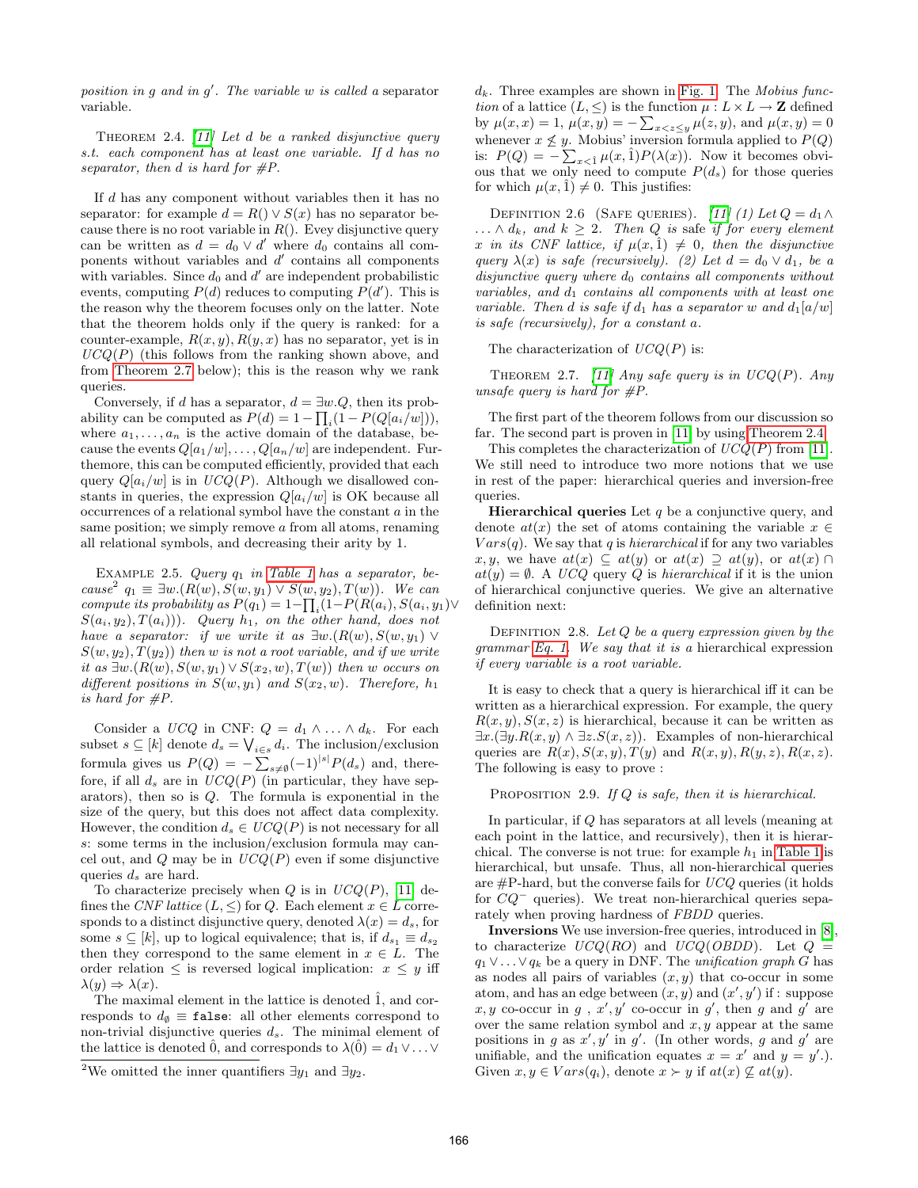*position in $g$ and in $g'$. The variable $w$ is called a* separator *variable.*

THEOREM 2.4. [11] *Let $d$ be a ranked disjunctive query s.t. each component has at least one variable. If $d$ has no separator, then $d$ is hard for $\#P$.*

If $d$ has any component without variables then it has no separator: for example $d = R() \vee S(x)$ has no separator because there is no root variable in $R()$. Evey disjunctive query can be written as $d = d_0 \vee d'$ where $d_0$ contains all components without variables and $d'$ contains all components with variables. Since $d_0$ and $d'$ are independent probabilistic events, computing $P(d)$ reduces to computing $P(d')$. This is the reason why the theorem focuses only on the latter. Note that the theorem holds only if the query is ranked: for a counter-example, $R(x, y), R(y, x)$ has no separator, yet is in $UCQ(P)$ (this follows from the ranking shown above, and from Theorem 2.7 below); this is the reason why we rank queries.

Conversely, if $d$ has a separator, $d = \exists w.Q$, then its probability can be computed as $P(d) = 1 - \prod_i(1 - P(Q[a_i/w]))$, where $a_1, \ldots, a_n$ is the active domain of the database, because the events $Q[a_1/w], \ldots, Q[a_n/w]$ are independent. Furthemore, this can be computed efficiently, provided that each query $Q[a_i/w]$ is in $UCQ(P)$. Although we disallowed constants in queries, the expression $Q[a_i/w]$ is OK because all occurrences of a relational symbol have the constant $a$ in the same position; we simply remove $a$ from all atoms, renaming all relational symbols, and decreasing their arity by 1.

EXAMPLE 2.5. *Query $q_1$ in Table 1 has a separator, because*[2] *$q_1 \equiv \exists w.(R(w), S(w, y_1) \vee S(w, y_2), T(w))$. We can compute its probability as $P(q_1) = 1 - \prod_i(1 - P(R(a_i), S(a_i, y_1) \vee S(a_i, y_2), T(a_i)))$. Query $h_1$, on the other hand, does not have a separator: if we write it as $\exists w.(R(w), S(w, y_1) \vee S(w, y_2), T(y_2))$ then $w$ is not a root variable, and if we write it as $\exists w.R(x, y), S(w, y_1) \vee S(x_2, w), T(w))$ then $w$ occurs on different positions in $S(w, y_1)$ and $S(x_2, w)$. Therefore, $h_1$ is hard for $\#P$.*

Consider a $UCQ$ in CNF: $Q = d_1 \wedge \ldots \wedge d_k$. For each subset $s \subseteq [k]$ denote $d_s = \bigvee_{i \in s} d_i$. The inclusion/exclusion formula gives us $P(Q) = -\sum_{s \neq \emptyset}(-1)^{|s|}P(d_s)$ and, therefore, if all $d_s$ are in $UCQ(P)$ (in particular, they have separators), then so is $Q$. The formula is exponential in the size of the query, but this does not affect data complexity. However, the condition $d_s \in UCQ(P)$ is not necessary for all $s$: some terms in the inclusion/exclusion formula may cancel out, and $Q$ may be in $UCQ(P)$ even if some disjunctive queries $d_s$ are hard.

To characterize precisely when $Q$ is in $UCQ(P)$, [11] defines the *CNF lattice* $(L, \leq)$ for $Q$. Each element $x \in L$ corresponds to a distinct disjunctive query, denoted $\lambda(x) = d_s$, for some $s \subseteq [k]$, up to logical equivalence; that is, if $d_{s_1} \equiv d_{s_2}$ then they correspond to the same element in $x \in L$. The order relation $\leq$ is reversed logical implication: $x \leq y$ iff $\lambda(y) \Rightarrow \lambda(x)$.

The maximal element in the lattice is denoted $\hat{1}$, and corresponds to $d_\emptyset \equiv$ `false`: all other elements correspond to non-trivial disjunctive queries $d_s$. The minimal element of the lattice is denoted $\hat{0}$, and corresponds to $\lambda(\hat{0}) = d_1 \vee \ldots \vee d_k$. Three examples are shown in Fig. 1. The *Mobius function* of a lattice $(L, \leq)$ is the function $\mu : L \times L \to \mathbf{Z}$ defined by $\mu(x, x) = 1$, $\mu(x, y) = -\sum_{x < z \leq y} \mu(z, y)$, and $\mu(x, y) = 0$ whenever $x \not\leq y$. Mobius' inversion formula applied to $P(Q)$ is: $P(Q) = -\sum_{x < \hat{1}} \mu(x, \hat{1})P(\lambda(x))$. Now it becomes obvious that we only need to compute $P(d_s)$ for those queries for which $\mu(x, \hat{1}) \neq 0$. This justifies:

DEFINITION 2.6 (SAFE QUERIES). [11] *(1) Let $Q = d_1 \wedge \ldots \wedge d_k$, and $k \geq 2$. Then $Q$ is* safe *if for every element $x$ in its CNF lattice, if $\mu(x, \hat{1}) \neq 0$, then the disjunctive query $\lambda(x)$ is safe (recursively). (2) Let $d = d_0 \vee d_1$, be a disjunctive query where $d_0$ contains all components without variables, and $d_1$ contains all components with at least one variable. Then $d$ is safe if $d_1$ has a separator $w$ and $d_1[a/w]$ is safe (recursively), for a constant $a$.*

The characterization of $UCQ(P)$ is:

THEOREM 2.7. [11] *Any safe query is in $UCQ(P)$. Any unsafe query is hard for $\#P$.*

The first part of the theorem follows from our discussion so far. The second part is proven in [11] by using Theorem 2.4.

This completes the characterization of $UCQ(P)$ from [11]. We still need to introduce two more notions that we use in rest of the paper: hierarchical queries and inversion-free queries.

**Hierarchical queries** Let $q$ be a conjunctive query, and denote $at(x)$ the set of atoms containing the variable $x \in Vars(q)$. We say that $q$ is *hierarchical* if for any two variables $x, y$, we have $at(x) \subseteq at(y)$ or $at(x) \supseteq at(y)$, or $at(x) \cap at(y) = \emptyset$. A $UCQ$ query $Q$ is *hierarchical* if it is the union of hierarchical conjunctive queries. We give an alternative definition next:

DEFINITION 2.8. *Let $Q$ be a query expression given by the grammar Eq. 1. We say that it is a* hierarchical expression *if every variable is a root variable.*

It is easy to check that a query is hierarchical iff it can be written as a hierarchical expression. For example, the query $R(x, y), S(x, z)$ is hierarchical, because it can be written as $\exists x.(\exists y.R(x, y) \wedge \exists z.S(x, z))$. Examples of non-hierarchical queries are $R(x), S(x, y), T(y)$ and $R(x, y), R(y, z), R(x, z)$. The following is easy to prove :

PROPOSITION 2.9. *If $Q$ is safe, then it is hierarchical.*

In particular, if $Q$ has separators at all levels (meaning at each point in the lattice, and recursively), then it is hierarchical. The converse is not true: for example $h_1$ in Table 1 is hierarchical, but unsafe. Thus, all non-hierarchical queries are $\#$P-hard, but the converse fails for $UCQ$ queries (it holds for $CQ^-$ queries). We treat non-hierarchical queries separately when proving hardness of *FBDD* queries.

**Inversions** We use inversion-free queries, introduced in [8], to characterize $UCQ(RO)$ and $UCQ(OBDD)$. Let $Q = q_1 \vee \ldots \vee q_k$ be a query in DNF. The *unification graph* $G$ has as nodes all pairs of variables $(x, y)$ that co-occur in some atom, and has an edge between $(x, y)$ and $(x', y')$ if : suppose $x, y$ co-occur in $g$ , $x', y'$ co-occur in $g'$, then $g$ and $g'$ are over the same relation symbol and $x, y$ appear at the same positions in $g$ as $x', y'$ in $g'$. (In other words, $g$ and $g'$ are unifiable, and the unification equates $x = x'$ and $y = y'$.). Given $x, y \in Vars(q_i)$, denote $x \succ y$ if $at(x) \not\subseteq at(y)$.

[2] We omitted the inner quantifiers $\exists y_1$ and $\exists y_2$.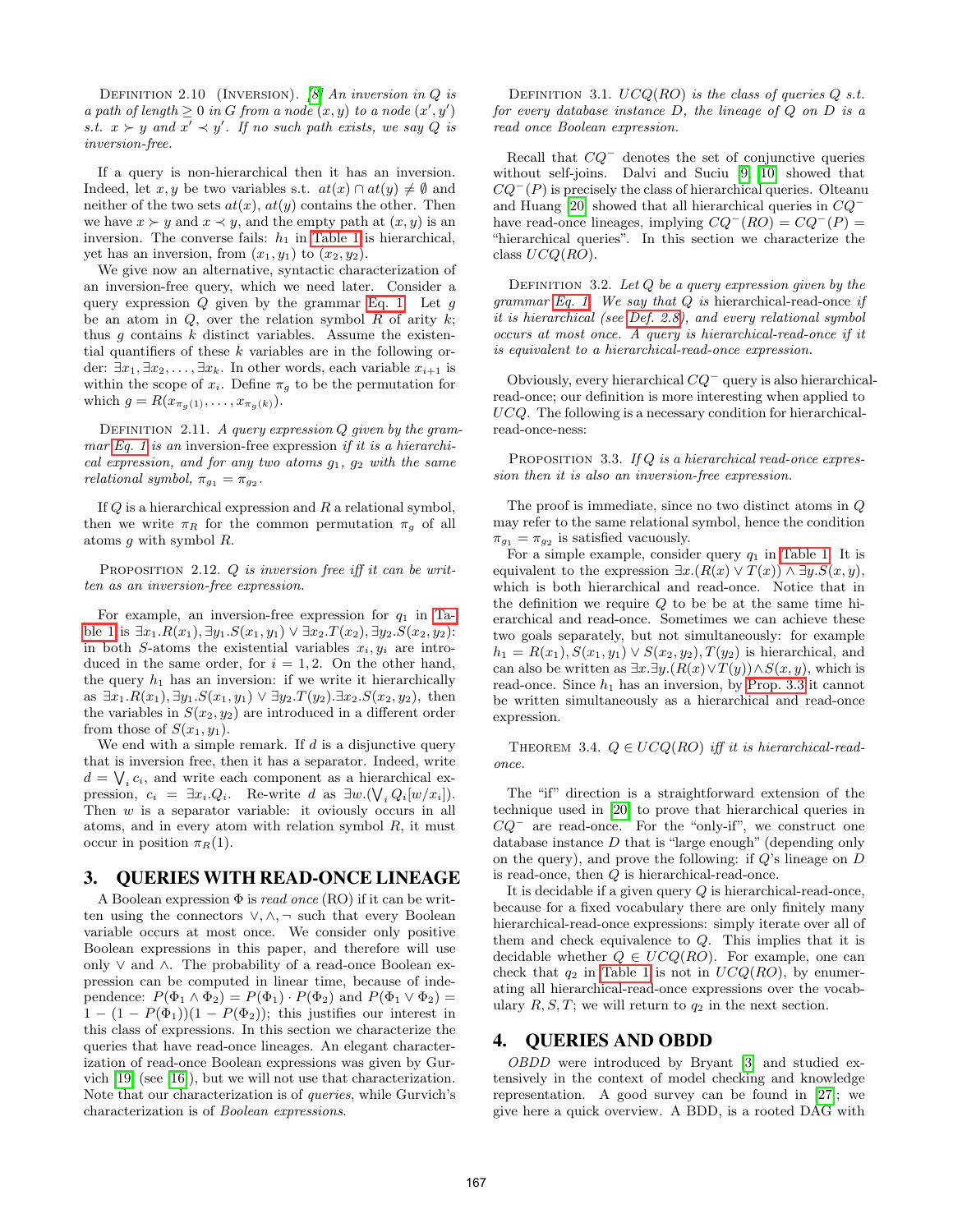Definition 2.10 (Inversion). [8] *An inversion in $Q$ is a path of length $\geq 0$ in $G$ from a node $(x, y)$ to a node $(x', y')$ s.t. $x \succ y$ and $x' \prec y'$. If no such path exists, we say $Q$ is inversion-free.*

If a query is non-hierarchical then it has an inversion. Indeed, let $x, y$ be two variables s.t. $at(x) \cap at(y) \neq \emptyset$ and neither of the two sets $at(x)$, $at(y)$ contains the other. Then we have $x \succ y$ and $x \prec y$, and the empty path at $(x, y)$ is an inversion. The converse fails: $h_1$ in Table 1 is hierarchical, yet has an inversion, from $(x_1, y_1)$ to $(x_2, y_2)$.

We give now an alternative, syntactic characterization of an inversion-free query, which we need later. Consider a query expression $Q$ given by the grammar Eq. 1. Let $g$ be an atom in $Q$, over the relation symbol $R$ of arity $k$; thus $g$ contains $k$ distinct variables. Assume the existential quantifiers of these $k$ variables are in the following order: $\exists x_1, \exists x_2, \ldots, \exists x_k$. In other words, each variable $x_{i+1}$ is within the scope of $x_i$. Define $\pi_g$ to be the permutation for which $g = R(x_{\pi_g(1)}, \ldots, x_{\pi_g(k)})$.

Definition 2.11. *A query expression $Q$ given by the grammar Eq. 1 is an* inversion-free expression *if it is a hierarchical expression, and for any two atoms $g_1$, $g_2$ with the same relational symbol, $\pi_{g_1} = \pi_{g_2}$.*

If $Q$ is a hierarchical expression and $R$ a relational symbol, then we write $\pi_R$ for the common permutation $\pi_g$ of all atoms $g$ with symbol $R$.

Proposition 2.12. *$Q$ is inversion free iff it can be written as an inversion-free expression.*

For example, an inversion-free expression for $q_1$ in Table 1 is $\exists x_1.R(x_1), \exists y_1.S(x_1, y_1) \vee \exists x_2.T(x_2), \exists y_2.S(x_2, y_2)$: in both $S$-atoms the existential variables $x_i, y_i$ are introduced in the same order, for $i = 1, 2$. On the other hand, the query $h_1$ has an inversion: if we write it hierarchically as $\exists x_1.R(x_1), \exists y_1.S(x_1, y_1) \vee \exists y_2.T(y_2).\exists x_2.S(x_2, y_2)$, then the variables in $S(x_2, y_2)$ are introduced in a different order from those of $S(x_1, y_1)$.

We end with a simple remark. If $d$ is a disjunctive query that is inversion free, then it has a separator. Indeed, write $d = \bigvee_i c_i$, and write each component as a hierarchical expression, $c_i = \exists x_i.Q_i$. Re-write $d$ as $\exists w.(\bigvee_i Q_i[w/x_i])$. Then $w$ is a separator variable: it oviously occurs in all atoms, and in every atom with relation symbol $R$, it must occur in position $\pi_R(1)$.

# 3. QUERIES WITH READ-ONCE LINEAGE

A Boolean expression $\Phi$ is *read once* (RO) if it can be written using the connectors $\vee, \wedge, \neg$ such that every Boolean variable occurs at most once. We consider only positive Boolean expressions in this paper, and therefore will use only $\vee$ and $\wedge$. The probability of a read-once Boolean expression can be computed in linear time, because of independence: $P(\Phi_1 \wedge \Phi_2) = P(\Phi_1) \cdot P(\Phi_2)$ and $P(\Phi_1 \vee \Phi_2) = 1 - (1 - P(\Phi_1))(1 - P(\Phi_2))$; this justifies our interest in this class of expressions. In this section we characterize the queries that have read-once lineages. An elegant characterization of read-once Boolean expressions was given by Gurvich [19] (see [16]), but we will not use that characterization. Note that our characterization is of *queries*, while Gurvich's characterization is of *Boolean expressions*.

Definition 3.1. *$UCQ(RO)$ is the class of queries $Q$ s.t. for every database instance $D$, the lineage of $Q$ on $D$ is a read once Boolean expression.*

Recall that $CQ^-$ denotes the set of conjunctive queries without self-joins. Dalvi and Suciu [9, 10] showed that $CQ^-(P)$ is precisely the class of hierarchical queries. Olteanu and Huang [20] showed that all hierarchical queries in $CQ^-$ have read-once lineages, implying $CQ^-(RO) = CQ^-(P) =$ "hierarchical queries". In this section we characterize the class $UCQ(RO)$.

Definition 3.2. *Let $Q$ be a query expression given by the grammar Eq. 1. We say that $Q$ is* hierarchical-read-once *if it is hierarchical (see Def. 2.8), and every relational symbol occurs at most once. A query is hierarchical-read-once if it is equivalent to a hierarchical-read-once expression.*

Obviously, every hierarchical $CQ^-$ query is also hierarchical-read-once; our definition is more interesting when applied to $UCQ$. The following is a necessary condition for hierarchical-read-once-ness:

Proposition 3.3. *If $Q$ is a hierarchical read-once expression then it is also an inversion-free expression.*

The proof is immediate, since no two distinct atoms in $Q$ may refer to the same relational symbol, hence the condition $\pi_{g_1} = \pi_{g_2}$ is satisfied vacuously.

For a simple example, consider query $q_1$ in Table 1. It is equivalent to the expression $\exists x.(R(x) \vee T(x)) \wedge \exists y.S(x, y)$, which is both hierarchical and read-once. Notice that in the definition we require $Q$ to be be at the same time hierarchical and read-once. Sometimes we can achieve these two goals separately, but not simultaneously: for example $h_1 = R(x_1), S(x_1, y_1) \vee S(x_2, y_2), T(y_2)$ is hierarchical, and can also be written as $\exists x.\exists y.(R(x) \vee T(y)) \wedge S(x, y)$, which is read-once. Since $h_1$ has an inversion, by Prop. 3.3 it cannot be written simultaneously as a hierarchical and read-once expression.

Theorem 3.4. *$Q \in UCQ(RO)$ iff it is hierarchical-read-once.*

The "if" direction is a straightforward extension of the technique used in [20] to prove that hierarchical queries in $CQ^-$ are read-once. For the "only-if", we construct one database instance $D$ that is "large enough" (depending only on the query), and prove the following: if $Q$'s lineage on $D$ is read-once, then $Q$ is hierarchical-read-once.

It is decidable if a given query $Q$ is hierarchical-read-once, because for a fixed vocabulary there are only finitely many hierarchical-read-once expressions: simply iterate over all of them and check equivalence to $Q$. This implies that it is decidable whether $Q \in UCQ(RO)$. For example, one can check that $q_2$ in Table 1 is not in $UCQ(RO)$, by enumerating all hierarchical-read-once expressions over the vocabulary $R, S, T$; we will return to $q_2$ in the next section.

# 4. QUERIES AND OBDD

*OBDD* were introduced by Bryant [3] and studied extensively in the context of model checking and knowledge representation. A good survey can be found in [27]; we give here a quick overview. A BDD, is a rooted DAG with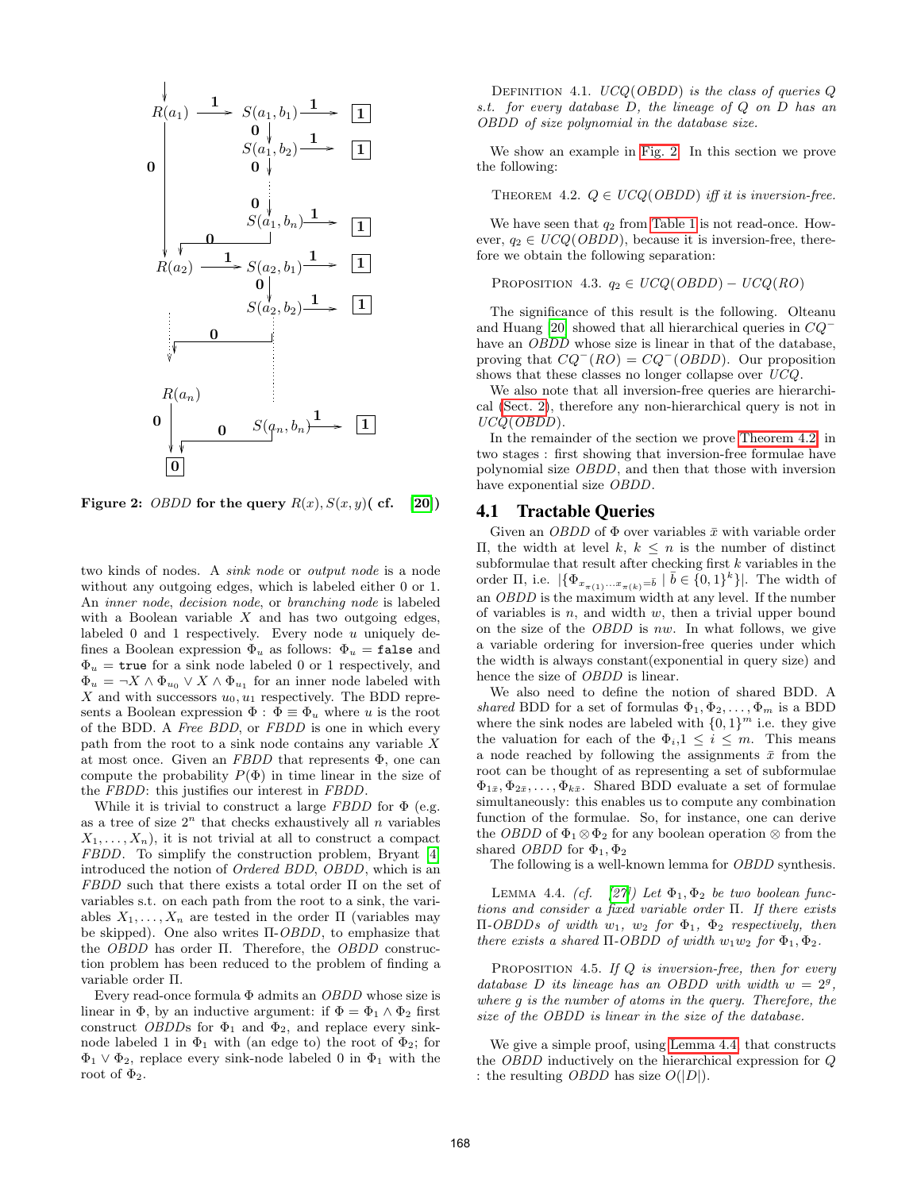R(a_1)  1  S(a_1, b_1)  1  1
0  0
S(a_1, b_2)  1  1
0
0
S(a_1, b_n)  1  1
0
R(a_2)  1  S(a_2, b_1)  1  1
0
S(a_2, b_2)  1  1
0
R(a_n)
0  0  S(a_n, b_n)  1  1
0

**Figure 2:** *OBDD* **for the query** $R(x), S(x, y)$**( cf. [20])**

two kinds of nodes. A *sink node* or *output node* is a node without any outgoing edges, which is labeled either 0 or 1. An *inner node*, *decision node*, or *branching node* is labeled with a Boolean variable $X$ and has two outgoing edges, labeled 0 and 1 respectively. Every node $u$ uniquely defines a Boolean expression $\Phi_u$ as follows: $\Phi_u$ = `false` and $\Phi_u$ = `true` for a sink node labeled 0 or 1 respectively, and $\Phi_u = \neg X \wedge \Phi_{u_0} \vee X \wedge \Phi_{u_1}$ for an inner node labeled with $X$ and with successors $u_0, u_1$ respectively. The BDD represents a Boolean expression $\Phi : \Phi \equiv \Phi_u$ where $u$ is the root of the BDD. A *Free BDD*, or *FBDD* is one in which every path from the root to a sink node contains any variable $X$ at most once. Given an *FBDD* that represents $\Phi$, one can compute the probability $P(\Phi)$ in time linear in the size of the *FBDD*: this justifies our interest in *FBDD*.

While it is trivial to construct a large *FBDD* for $\Phi$ (e.g. as a tree of size $2^n$ that checks exhaustively all $n$ variables $X_1, \ldots, X_n$), it is not trivial at all to construct a compact *FBDD*. To simplify the construction problem, Bryant [4] introduced the notion of *Ordered BDD*, *OBDD*, which is an *FBDD* such that there exists a total order $\Pi$ on the set of variables s.t. on each path from the root to a sink, the variables $X_1, \ldots, X_n$ are tested in the order $\Pi$ (variables may be skipped). One also writes $\Pi$-*OBDD*, to emphasize that the *OBDD* has order $\Pi$. Therefore, the *OBDD* construction problem has been reduced to the problem of finding a variable order $\Pi$.

Every read-once formula $\Phi$ admits an *OBDD* whose size is linear in $\Phi$, by an inductive argument: if $\Phi = \Phi_1 \wedge \Phi_2$ first construct *OBDD*s for $\Phi_1$ and $\Phi_2$, and replace every sink-node labeled 1 in $\Phi_1$ with (an edge to) the root of $\Phi_2$; for $\Phi_1 \vee \Phi_2$, replace every sink-node labeled 0 in $\Phi_1$ with the root of $\Phi_2$.

Definition 4.1. *UCQ(OBDD) is the class of queries $Q$ s.t. for every database $D$, the lineage of $Q$ on $D$ has an OBDD of size polynomial in the database size.*

We show an example in Fig. 2. In this section we prove the following:

Theorem 4.2. *$Q \in UCQ(OBDD)$ iff it is inversion-free.*

We have seen that $q_2$ from Table 1 is not read-once. However, $q_2 \in UCQ(OBDD)$, because it is inversion-free, therefore we obtain the following separation:

Proposition 4.3. *$q_2 \in UCQ(OBDD) - UCQ(RO)$*

The significance of this result is the following. Olteanu and Huang [20] showed that all hierarchical queries in $CQ^-$ have an *OBDD* whose size is linear in that of the database, proving that $CQ^-(RO) = CQ^-(OBDD)$. Our proposition shows that these classes no longer collapse over *UCQ*.

We also note that all inversion-free queries are hierarchical (Sect. 2), therefore any non-hierarchical query is not in *UCQ(OBDD)*.

In the remainder of the section we prove Theorem 4.2 in two stages : first showing that inversion-free formulae have polynomial size *OBDD*, and then that those with inversion have exponential size *OBDD*.

## 4.1 Tractable Queries

Given an *OBDD* of $\Phi$ over variables $\bar{x}$ with variable order $\Pi$, the width at level $k$, $k \leq n$ is the number of distinct subformulae that result after checking first $k$ variables in the order $\Pi$, i.e. $|\{\Phi_{x_{\pi(1)} \cdots x_{\pi(k)} = \bar{b}} \mid \bar{b} \in \{0,1\}^k\}|$. The width of an *OBDD* is the maximum width at any level. If the number of variables is $n$, and width $w$, then a trivial upper bound on the size of the *OBDD* is $nw$. In what follows, we give a variable ordering for inversion-free queries under which the width is always constant(exponential in query size) and hence the size of *OBDD* is linear.

We also need to define the notion of shared BDD. A *shared* BDD for a set of formulas $\Phi_1, \Phi_2, \ldots, \Phi_m$ is a BDD where the sink nodes are labeled with $\{0,1\}^m$ i.e. they give the valuation for each of the $\Phi_i, 1 \leq i \leq m$. This means a node reached by following the assignments $\bar{x}$ from the root can be thought of as representing a set of subformulae $\Phi_{1\bar{x}}, \Phi_{2\bar{x}}, \ldots, \Phi_{k\bar{x}}$. Shared BDD evaluate a set of formulae simultaneously: this enables us to compute any combination function of the formulae. So, for instance, one can derive the *OBDD* of $\Phi_1 \otimes \Phi_2$ for any boolean operation $\otimes$ from the shared *OBDD* for $\Phi_1, \Phi_2$

The following is a well-known lemma for *OBDD* synthesis.

Lemma 4.4. *(cf. [27]) Let $\Phi_1, \Phi_2$ be two boolean functions and consider a fixed variable order $\Pi$. If there exists $\Pi$-OBDDs of width $w_1$, $w_2$ for $\Phi_1$, $\Phi_2$ respectively, then there exists a shared $\Pi$-OBDD of width $w_1 w_2$ for $\Phi_1, \Phi_2$.*

Proposition 4.5. *If $Q$ is inversion-free, then for every database $D$ its lineage has an OBDD with width $w = 2^g$, where $g$ is the number of atoms in the query. Therefore, the size of the OBDD is linear in the size of the database.*

We give a simple proof, using Lemma 4.4, that constructs the *OBDD* inductively on the hierarchical expression for $Q$ : the resulting *OBDD* has size $O(|D|)$.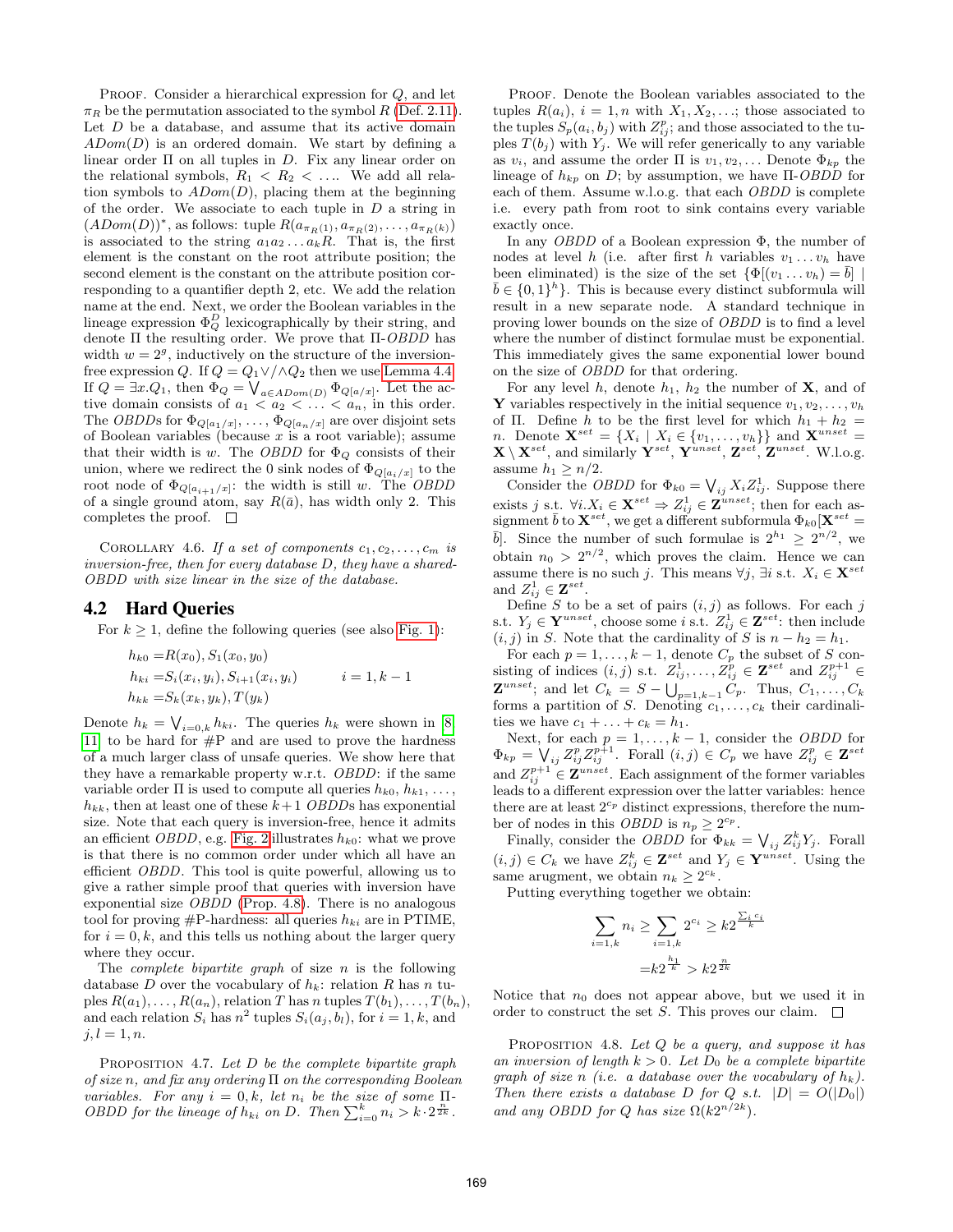PROOF. Consider a hierarchical expression for $Q$, and let $\pi_R$ be the permutation associated to the symbol $R$ (Def. 2.11). Let $D$ be a database, and assume that its active domain $ADom(D)$ is an ordered domain. We start by defining a linear order $\Pi$ on all tuples in $D$. Fix any linear order on the relational symbols, $R_1 < R_2 < \ldots$. We add all relation symbols to $ADom(D)$, placing them at the beginning of the order. We associate to each tuple in $D$ a string in $(ADom(D))^*$, as follows: tuple $R(a_{\pi_R(1)}, a_{\pi_R(2)}, \ldots, a_{\pi_R(k)})$ is associated to the string $a_1a_2\ldots a_kR$. That is, the first element is the constant on the root attribute position; the second element is the constant on the attribute position corresponding to a quantifier depth 2, etc. We add the relation name at the end. Next, we order the Boolean variables in the lineage expression $\Phi_Q^D$ lexicographically by their string, and denote $\Pi$ the resulting order. We prove that $\Pi$-*OBDD* has width $w = 2^g$, inductively on the structure of the inversion-free expression $Q$. If $Q = Q_1 \vee / \wedge Q_2$ then we use Lemma 4.4. If $Q = \exists x.Q_1$, then $\Phi_Q = \bigvee_{a \in ADom(D)} \Phi_{Q[a/x]}$. Let the active domain consists of $a_1 < a_2 < \ldots < a_n$, in this order. The *OBDD*s for $\Phi_{Q[a_1/x]}, \ldots, \Phi_{Q[a_n/x]}$ are over disjoint sets of Boolean variables (because $x$ is a root variable); assume that their width is $w$. The *OBDD* for $\Phi_Q$ consists of their union, where we redirect the 0 sink nodes of $\Phi_{Q[a_i/x]}$ to the root node of $\Phi_{Q[a_{i+1}/x]}$: the width is still $w$. The *OBDD* of a single ground atom, say $R(\bar{a})$, has width only 2. This completes the proof. □

COROLLARY 4.6. *If a set of components $c_1, c_2, \ldots, c_m$ is inversion-free, then for every database $D$, they have a shared-OBDD with size linear in the size of the database.*

## 4.2 Hard Queries

For $k \geq 1$, define the following queries (see also Fig. 1):

$$
\begin{aligned}
h_{k0} &= R(x_0), S_1(x_0, y_0) \\
h_{ki} &= S_i(x_i, y_i), S_{i+1}(x_i, y_i) \qquad\qquad i = 1, k-1 \\
h_{kk} &= S_k(x_k, y_k), T(y_k)
\end{aligned}
$$

Denote $h_k = \bigvee_{i=0,k} h_{ki}$. The queries $h_k$ were shown in [8, 11] to be hard for #P and are used to prove the hardness of a much larger class of unsafe queries. We show here that they have a remarkable property w.r.t. *OBDD*: if the same variable order $\Pi$ is used to compute all queries $h_{k0}, h_{k1}, \ldots, h_{kk}$, then at least one of these $k+1$ *OBDD*s has exponential size. Note that each query is inversion-free, hence it admits an efficient *OBDD*, e.g. Fig. 2 illustrates $h_{k0}$: what we prove is that there is no common order under which all have an efficient *OBDD*. This tool is quite powerful, allowing us to give a rather simple proof that queries with inversion have exponential size *OBDD* (Prop. 4.8). There is no analogous tool for proving #P-hardness: all queries $h_{ki}$ are in PTIME, for $i = 0, k$, and this tells us nothing about the larger query where they occur.

The *complete bipartite graph* of size $n$ is the following database $D$ over the vocabulary of $h_k$: relation $R$ has $n$ tuples $R(a_1), \ldots, R(a_n)$, relation $T$ has $n$ tuples $T(b_1), \ldots, T(b_n)$, and each relation $S_i$ has $n^2$ tuples $S_i(a_j, b_l)$, for $i = 1, k$, and $j, l = 1, n$.

PROPOSITION 4.7. *Let $D$ be the complete bipartite graph of size $n$, and fix any ordering $\Pi$ on the corresponding Boolean variables. For any $i = 0, k$, let $n_i$ be the size of some $\Pi$-OBDD for the lineage of $h_{ki}$ on $D$. Then $\sum_{i=0}^{k} n_i > k \cdot 2^{\frac{n}{2k}}$.*

PROOF. Denote the Boolean variables associated to the tuples $R(a_i)$, $i = 1, n$ with $X_1, X_2, \ldots$; those associated to the tuples $S_p(a_i, b_j)$ with $Z_{ij}^p$; and those associated to the tuples $T(b_j)$ with $Y_j$. We will refer generically to any variable as $v_i$, and assume the order $\Pi$ is $v_1, v_2, \ldots$ Denote $\Phi_{kp}$ the lineage of $h_{kp}$ on $D$; by assumption, we have $\Pi$-*OBDD* for each of them. Assume w.l.o.g. that each *OBDD* is complete i.e. every path from root to sink contains every variable exactly once.

In any *OBDD* of a Boolean expression $\Phi$, the number of nodes at level $h$ (i.e. after first $h$ variables $v_1 \ldots v_h$ have been eliminated) is the size of the set $\{\Phi[(v_1 \ldots v_h) = \bar{b}] \mid \bar{b} \in \{0,1\}^h\}$. This is because every distinct subformula will result in a new separate node. A standard technique in proving lower bounds on the size of *OBDD* is to find a level where the number of distinct formulae must be exponential. This immediately gives the same exponential lower bound on the size of *OBDD* for that ordering.

For any level $h$, denote $h_1$, $h_2$ the number of $\mathbf{X}$, and of $\mathbf{Y}$ variables respectively in the initial sequence $v_1, v_2, \ldots, v_h$ of $\Pi$. Define $h$ to be the first level for which $h_1 + h_2 = n$. Denote $\mathbf{X}^{set} = \{X_i \mid X_i \in \{v_1, \ldots, v_h\}\}$ and $\mathbf{X}^{unset} = \mathbf{X} \setminus \mathbf{X}^{set}$, and similarly $\mathbf{Y}^{set}$, $\mathbf{Y}^{unset}$, $\mathbf{Z}^{set}$, $\mathbf{Z}^{unset}$. W.l.o.g. assume $h_1 \geq n/2$.

Consider the *OBDD* for $\Phi_{k0} = \bigvee_{ij} X_i Z_{ij}^1$. Suppose there exists $j$ s.t. $\forall i. X_i \in \mathbf{X}^{set} \Rightarrow Z_{ij}^1 \in \mathbf{Z}^{unset}$; then for each assignment $\bar{b}$ to $\mathbf{X}^{set}$, we get a different subformula $\Phi_{k0}[\mathbf{X}^{set} = \bar{b}]$. Since the number of such formulae is $2^{h_1} \geq 2^{n/2}$, we obtain $n_0 > 2^{n/2}$, which proves the claim. Hence we can assume there is no such $j$. This means $\forall j, \exists i$ s.t. $X_i \in \mathbf{X}^{set}$ and $Z_{ij}^1 \in \mathbf{Z}^{set}$.

Define $S$ to be a set of pairs $(i, j)$ as follows. For each $j$ s.t. $Y_j \in \mathbf{Y}^{unset}$, choose some $i$ s.t. $Z_{ij}^1 \in \mathbf{Z}^{set}$: then include $(i, j)$ in $S$. Note that the cardinality of $S$ is $n - h_2 = h_1$.

For each $p = 1, \ldots, k-1$, denote $C_p$ the subset of $S$ consisting of indices $(i, j)$ s.t. $Z_{ij}^1, \ldots, Z_{ij}^p \in \mathbf{Z}^{set}$ and $Z_{ij}^{p+1} \in \mathbf{Z}^{unset}$; and let $C_k = S - \bigcup_{p=1,k-1} C_p$. Thus, $C_1, \ldots, C_k$ forms a partition of $S$. Denoting $c_1, \ldots, c_k$ their cardinalities we have $c_1 + \ldots + c_k = h_1$.

Next, for each $p = 1, \ldots, k-1$, consider the *OBDD* for $\Phi_{kp} = \bigvee_{ij} Z_{ij}^p Z_{ij}^{p+1}$. Forall $(i, j) \in C_p$ we have $Z_{ij}^p \in \mathbf{Z}^{set}$ and $Z_{ij}^{p+1} \in \mathbf{Z}^{unset}$. Each assignment of the former variables leads to a different expression over the latter variables: hence there are at least $2^{c_p}$ distinct expressions, therefore the number of nodes in this *OBDD* is $n_p \geq 2^{c_p}$.

Finally, consider the *OBDD* for $\Phi_{kk} = \bigvee_{ij} Z_{ij}^k Y_j$. Forall $(i, j) \in C_k$ we have $Z_{ij}^k \in \mathbf{Z}^{set}$ and $Y_j \in \mathbf{Y}^{unset}$. Using the same arugment, we obtain $n_k \geq 2^{c_k}$.

Putting everything together we obtain:

$$
\begin{aligned}
\sum_{i=1,k} n_i \geq \sum_{i=1,k} 2^{c_i} &\geq k 2^{\frac{\sum_i c_i}{k}} \\
&= k 2^{\frac{h_1}{k}} > k 2^{\frac{n}{2k}}
\end{aligned}
$$

Notice that $n_0$ does not appear above, but we used it in order to construct the set $S$. This proves our claim. □

PROPOSITION 4.8. *Let $Q$ be a query, and suppose it has an inversion of length $k > 0$. Let $D_0$ be a complete bipartite graph of size $n$ (i.e. a database over the vocabulary of $h_k$). Then there exists a database $D$ for $Q$ s.t. $|D| = O(|D_0|)$ and any OBDD for $Q$ has size $\Omega(k 2^{n/2k})$.*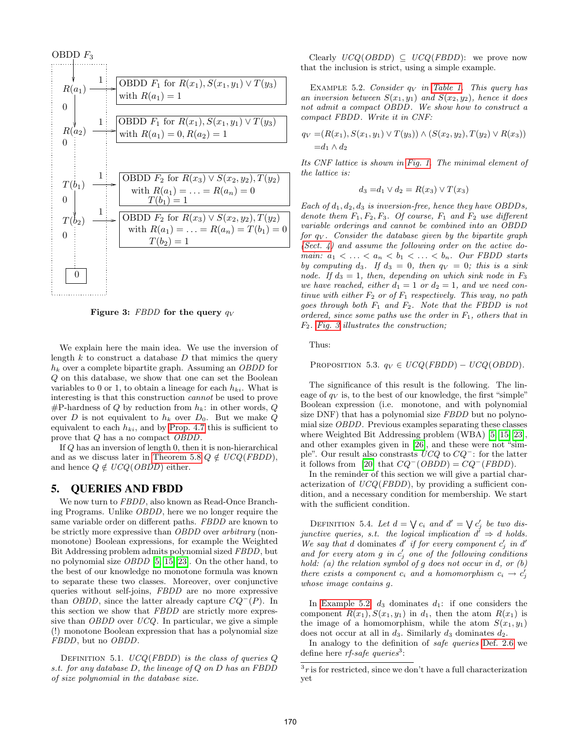OBDD $F_3$

$R(a_1)$ —1→ OBDD $F_1$ for $R(x_1), S(x_1, y_1) \vee T(y_3)$ with $R(a_1) = 1$

0

$R(a_2)$ —1→ OBDD $F_1$ for $R(x_1), S(x_1, y_1) \vee T(y_3)$ with $R(a_1) = 0, R(a_2) = 1$

0

$T(b_1)$ —1→ OBDD $F_2$ for $R(x_3) \vee S(x_2, y_2), T(y_2)$ with $R(a_1) = \ldots = R(a_n) = 0$ $T(b_1) = 1$

0

$T(b_2)$ —1→ OBDD $F_2$ for $R(x_3) \vee S(x_2, y_2), T(y_2)$ with $R(a_1) = \ldots = R(a_n) = T(b_1) = 0$ $T(b_2) = 1$

0

0

**Figure 3: *FBDD* for the query $q_V$**

We explain here the main idea. We use the inversion of length $k$ to construct a database $D$ that mimics the query $h_k$ over a complete bipartite graph. Assuming an *OBDD* for $Q$ on this database, we show that one can set the Boolean variables to 0 or 1, to obtain a lineage for each $h_{ki}$. What is interesting is that this construction *cannot* be used to prove #P-hardness of $Q$ by reduction from $h_k$: in other words, $Q$ over $D$ is not equivalent to $h_k$ over $D_0$. But we make $Q$ equivalent to each $h_{ki}$, and by Prop. 4.7 this is sufficient to prove that $Q$ has a no compact *OBDD*.

If $Q$ has an inversion of length 0, then it is non-hierarchical and as we discuss later in Theorem 5.8 $Q \notin UCQ(FBDD)$, and hence $Q \notin UCQ(OBDD)$ either.

## 5. QUERIES AND FBDD

We now turn to *FBDD*, also known as Read-Once Branching Programs. Unlike *OBDD*, here we no longer require the same variable order on different paths. *FBDD* are known to be strictly more expressive than *OBDD* over *arbitrary* (non-monotone) Boolean expressions, for example the Weighted Bit Addressing problem admits polynomial sized *FBDD*, but no polynomial size *OBDD* [5, 15, 23]. On the other hand, to the best of our knowledge no monotone formula was known to separate these two classes. Moreover, over conjunctive queries without self-joins, *FBDD* are no more expressive than *OBDD*, since the latter already capture $CQ^-(P)$. In this section we show that *FBDD* are strictly more expressive than *OBDD* over *UCQ*. In particular, we give a simple (!) monotone Boolean expression that has a polynomial size *FBDD*, but no *OBDD*.

Definition 5.1. *$UCQ(FBDD)$ is the class of queries $Q$ s.t. for any database $D$, the lineage of $Q$ on $D$ has an FBDD of size polynomial in the database size.*

Clearly $UCQ(OBDD) \subseteq UCQ(FBDD)$: we prove now that the inclusion is strict, using a simple example.

Example 5.2. *Consider $q_V$ in Table 1. This query has an inversion between $S(x_1, y_1)$ and $S(x_2, y_2)$, hence it does not admit a compact OBDD. We show how to construct a compact FBDD. Write it in CNF:*

$$\begin{aligned}
q_V =& (R(x_1), S(x_1, y_1) \vee T(y_3)) \wedge (S(x_2, y_2), T(y_2) \vee R(x_3)) \\
=& d_1 \wedge d_2
\end{aligned}$$

*Its CNF lattice is shown in Fig. 1. The minimal element of the lattice is:*

$$d_3 = d_1 \vee d_2 = R(x_3) \vee T(x_3)$$

*Each of $d_1, d_2, d_3$ is inversion-free, hence they have OBDDs, denote them $F_1, F_2, F_3$. Of course, $F_1$ and $F_2$ use different variable orderings and cannot be combined into an OBDD for $q_V$. Consider the database given by the bipartite graph (Sect. 4) and assume the following order on the active domain: $a_1 < \ldots < a_n < b_1 < \ldots < b_n$. Our FBDD starts by computing $d_3$. If $d_3 = 0$, then $q_V = 0$; this is a sink node. If $d_3 = 1$, then, depending on which sink node in $F_3$ we have reached, either $d_1 = 1$ or $d_2 = 1$, and we need continue with either $F_2$ or of $F_1$ respectively. This way, no path goes through both $F_1$ and $F_2$. Note that the FBDD is not ordered, since some paths use the order in $F_1$, others that in $F_2$. Fig. 3 illustrates the construction;*

Thus:

Proposition 5.3. *$q_V \in UCQ(FBDD) - UCQ(OBDD)$.*

The significance of this result is the following. The lineage of $q_V$ is, to the best of our knowledge, the first "simple" Boolean expression (i.e. monotone, and with polynomial size DNF) that has a polynomial size *FBDD* but no polynomial size *OBDD*. Previous examples separating these classes where Weighted Bit Addressing problem (WBA) [5, 15, 23], and other examples given in [26], and these were not "simple". Our result also constrasts *UCQ* to $CQ^-$: for the latter it follows from [20] that $CQ^-(OBDD) = CQ^-(FBDD)$.

In the reminder of this section we will give a partial characterization of $UCQ(FBDD)$, by providing a sufficient condition, and a necessary condition for membership. We start with the sufficient condition.

Definition 5.4. *Let $d = \bigvee c_i$ and $d' = \bigvee c'_j$ be two disjunctive queries, s.t. the logical implication $d' \Rightarrow d$ holds. We say that $d$ dominates $d'$ if for every component $c'_j$ in $d'$ and for every atom $g$ in $c'_j$ one of the following conditions hold: (a) the relation symbol of $g$ does not occur in $d$, or (b) there exists a component $c_i$ and a homomorphism $c_i \to c'_j$ whose image contains $g$.*

In Example 5.2 $d_3$ dominates $d_1$: if one considers the component $R(x_1), S(x_1, y_1)$ in $d_1$, then the atom $R(x_1)$ is the image of a homomorphism, while the atom $S(x_1, y_1)$ does not occur at all in $d_3$. Similarly $d_3$ dominates $d_2$.

In analogy to the definition of *safe queries* Def. 2.6 we define here *rf-safe queries*[3]:

[3] $r$ is for restricted, since we don't have a full characterization yet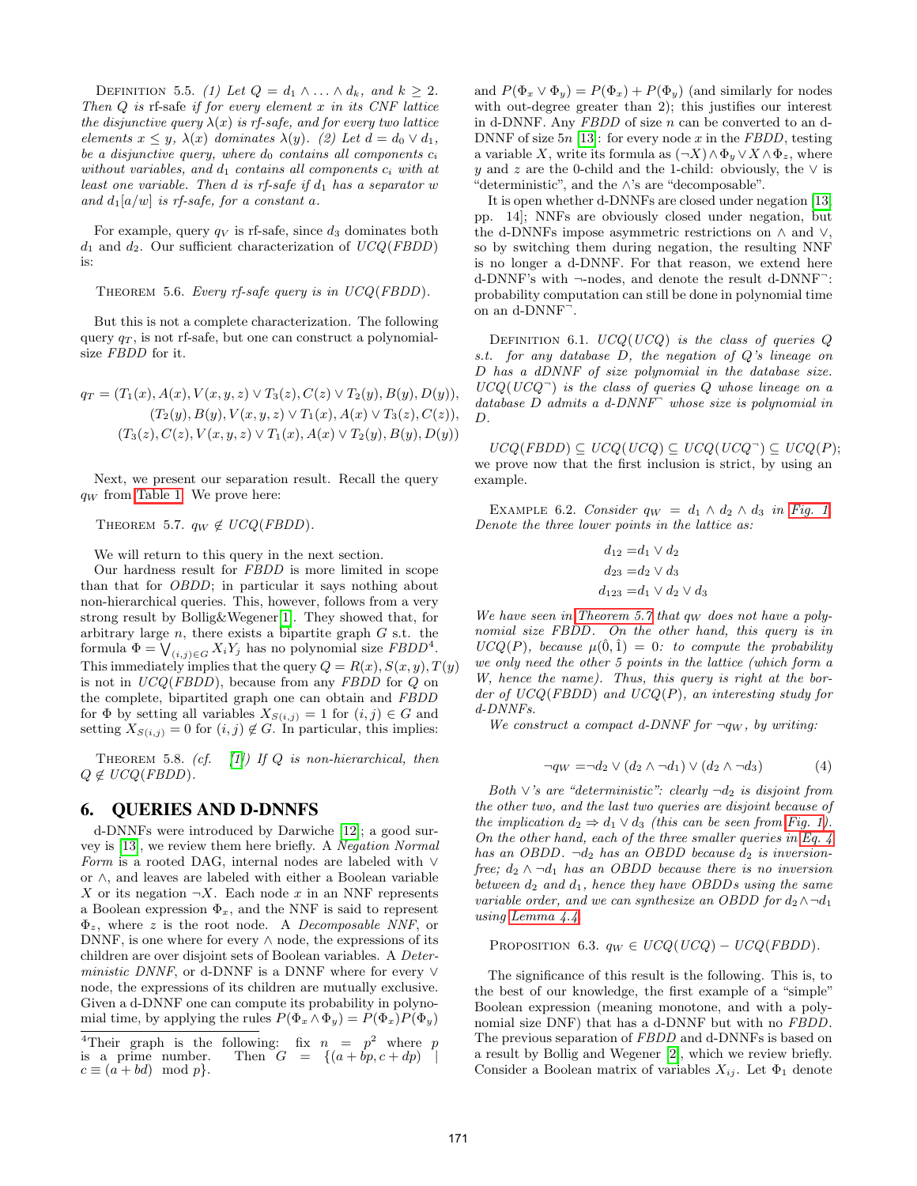Definition 5.5. *(1) Let $Q = d_1 \wedge \ldots \wedge d_k$, and $k \geq 2$. Then $Q$ is* rf-safe *if for every element $x$ in its CNF lattice the disjunctive query $\lambda(x)$ is rf-safe, and for every two lattice elements $x \leq y$, $\lambda(x)$ dominates $\lambda(y)$. (2) Let $d = d_0 \vee d_1$, be a disjunctive query, where $d_0$ contains all components $c_i$ without variables, and $d_1$ contains all components $c_i$ with at least one variable. Then $d$ is rf-safe if $d_1$ has a separator $w$ and $d_1[a/w]$ is rf-safe, for a constant $a$.*

For example, query $q_V$ is rf-safe, since $d_3$ dominates both $d_1$ and $d_2$. Our sufficient characterization of *UCQ(FBDD)* is:

Theorem 5.6. *Every rf-safe query is in UCQ(FBDD).*

But this is not a complete characterization. The following query $q_T$, is not rf-safe, but one can construct a polynomial-size *FBDD* for it.

$$
\begin{aligned}
q_T = (T_1(x), A(x), V(x,y,z) \vee T_3(z), C(z) \vee T_2(y), B(y), D(y)),\\
(T_2(y), B(y), V(x,y,z) \vee T_1(x), A(x) \vee T_3(z), C(z)),\\
(T_3(z), C(z), V(x,y,z) \vee T_1(x), A(x) \vee T_2(y), B(y), D(y))
\end{aligned}
$$

Next, we present our separation result. Recall the query $q_W$ from Table 1. We prove here:

Theorem 5.7. *$q_W \notin UCQ(FBDD)$.*

We will return to this query in the next section.

Our hardness result for *FBDD* is more limited in scope than that for *OBDD*; in particular it says nothing about non-hierarchical queries. This, however, follows from a very strong result by Bollig&Wegener [1]. They showed that, for arbitrary large $n$, there exists a bipartite graph $G$ s.t. the formula $\Phi = \bigvee_{(i,j)\in G} X_i Y_j$ has no polynomial size *FBDD*[4]. This immediately implies that the query $Q = R(x), S(x,y), T(y)$ is not in *UCQ(FBDD)*, because from any *FBDD* for $Q$ on the complete, bipartited graph one can obtain and *FBDD* for $\Phi$ by setting all variables $X_{S(i,j)} = 1$ for $(i,j) \in G$ and setting $X_{S(i,j)} = 0$ for $(i,j) \notin G$. In particular, this implies:

Theorem 5.8. *(cf. [1]) If $Q$ is non-hierarchical, then $Q \notin UCQ(FBDD)$.*

## 6. QUERIES AND D-DNNFS

d-DNNFs were introduced by Darwiche [12]; a good survey is [13], we review them here briefly. A *Negation Normal Form* is a rooted DAG, internal nodes are labeled with $\vee$ or $\wedge$, and leaves are labeled with either a Boolean variable $X$ or its negation $\neg X$. Each node $x$ in an NNF represents a Boolean expression $\Phi_x$, and the NNF is said to represent $\Phi_z$, where $z$ is the root node. A *Decomposable NNF*, or DNNF, is one where for every $\wedge$ node, the expressions of its children are over disjoint sets of Boolean variables. A *Deterministic DNNF*, or d-DNNF is a DNNF where for every $\vee$ node, the expressions of its children are mutually exclusive. Given a d-DNNF one can compute its probability in polynomial time, by applying the rules $P(\Phi_x \wedge \Phi_y) = P(\Phi_x)P(\Phi_y)$ and $P(\Phi_x \vee \Phi_y) = P(\Phi_x) + P(\Phi_y)$ (and similarly for nodes with out-degree greater than 2); this justifies our interest in d-DNNF. Any *FBDD* of size $n$ can be converted to an d-DNNF of size $5n$ [13]: for every node $x$ in the *FBDD*, testing a variable $X$, write its formula as $(\neg X) \wedge \Phi_y \vee X \wedge \Phi_z$, where $y$ and $z$ are the 0-child and the 1-child: obviously, the $\vee$ is "deterministic", and the $\wedge$'s are "decomposable".

It is open whether d-DNNFs are closed under negation [13, pp. 14]; NNFs are obviously closed under negation, but the d-DNNFs impose asymmetric restrictions on $\wedge$ and $\vee$, so by switching them during negation, the resulting NNF is no longer a d-DNNF. For that reason, we extend here d-DNNF's with $\neg$-nodes, and denote the result d-DNNF$^\neg$: probability computation can still be done in polynomial time on an d-DNNF$^\neg$.

Definition 6.1. *UCQ(UCQ) is the class of queries $Q$ s.t. for any database $D$, the negation of $Q$'s lineage on $D$ has a dDNNF of size polynomial in the database size. $UCQ(UCQ^\neg)$ is the class of queries $Q$ whose lineage on a database $D$ admits a d-DNNF$^\neg$ whose size is polynomial in $D$.*

$UCQ(FBDD) \subseteq UCQ(UCQ) \subseteq UCQ(UCQ^\neg) \subseteq UCQ(P)$; we prove now that the first inclusion is strict, by using an example.

Example 6.2. *Consider $q_W = d_1 \wedge d_2 \wedge d_3$ in Fig. 1. Denote the three lower points in the lattice as:*

$$
\begin{aligned}
d_{12} &= d_1 \vee d_2\\
d_{23} &= d_2 \vee d_3\\
d_{123} &= d_1 \vee d_2 \vee d_3
\end{aligned}
$$

*We have seen in Theorem 5.7 that $q_W$ does not have a polynomial size FBDD. On the other hand, this query is in UCQ(P), because $\mu(\hat{0}, \hat{1}) = 0$: to compute the probability we only need the other 5 points in the lattice (which form a W, hence the name). Thus, this query is right at the border of UCQ(FBDD) and UCQ(P), an interesting study for d-DNNFs.*

*We construct a compact d-DNNF for $\neg q_W$, by writing:*

$$\neg q_W = \neg d_2 \vee (d_2 \wedge \neg d_1) \vee (d_2 \wedge \neg d_3) \tag{4}$$

*Both $\vee$'s are "deterministic": clearly $\neg d_2$ is disjoint from the other two, and the last two queries are disjoint because of the implication $d_2 \Rightarrow d_1 \vee d_3$ (this can be seen from Fig. 1). On the other hand, each of the three smaller queries in Eq. 4 has an OBDD. $\neg d_2$ has an OBDD because $d_2$ is inversion-free; $d_2 \wedge \neg d_1$ has an OBDD because there is no inversion between $d_2$ and $d_1$, hence they have OBDDs using the same variable order, and we can synthesize an OBDD for $d_2 \wedge \neg d_1$ using Lemma 4.4.*

Proposition 6.3. *$q_W \in UCQ(UCQ) - UCQ(FBDD)$.*

The significance of this result is the following. This is, to the best of our knowledge, the first example of a "simple" Boolean expression (meaning monotone, and with a polynomial size DNF) that has a d-DNNF but with no *FBDD*. The previous separation of *FBDD* and d-DNNFs is based on a result by Bollig and Wegener [2], which we review briefly. Consider a Boolean matrix of variables $X_{ij}$. Let $\Phi_1$ denote

---

[4] Their graph is the following: fix $n = p^2$ where $p$ is a prime number. Then $G = \{(a + bp, c + dp) \mid c \equiv (a + bd) \mod p\}$.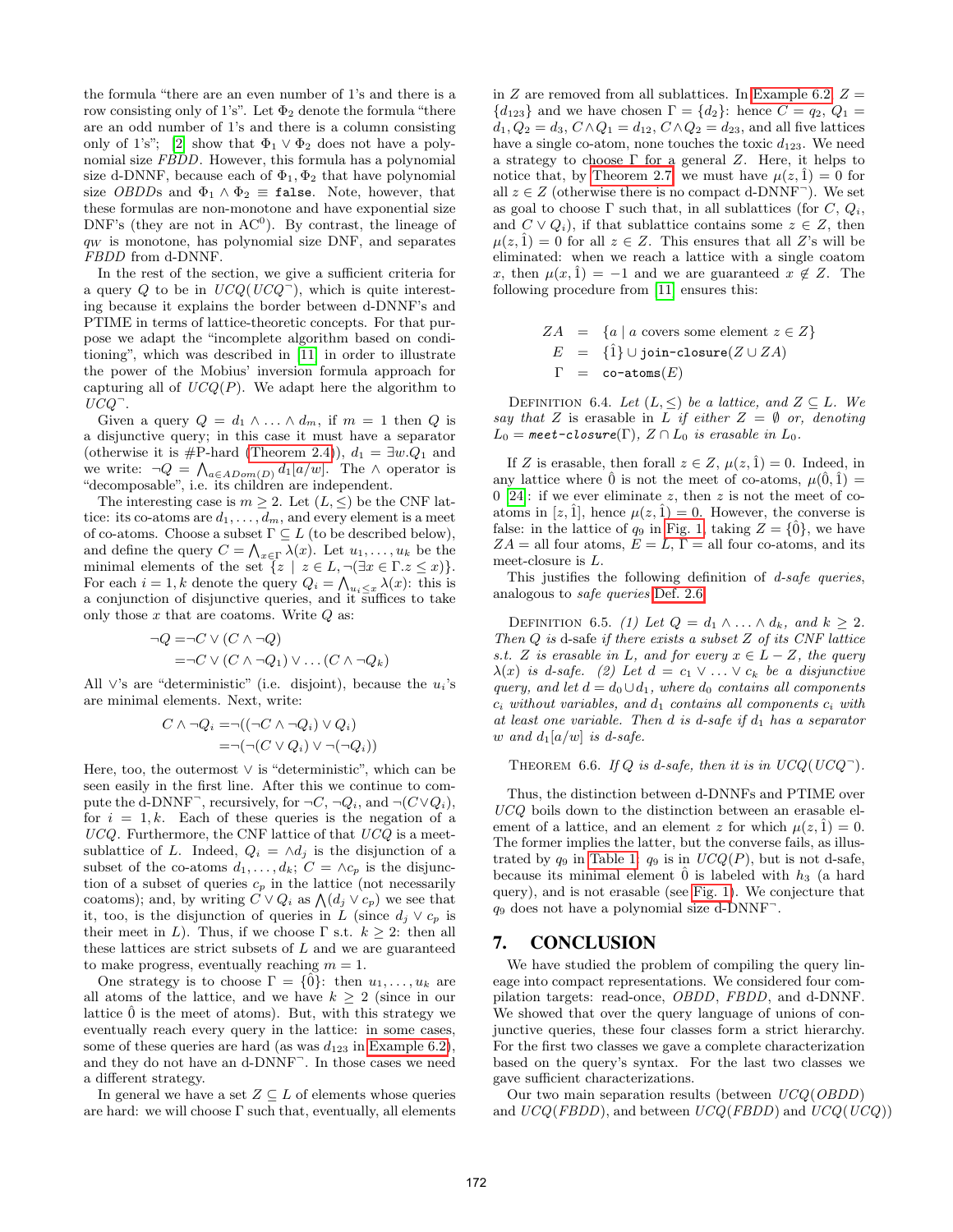the formula "there are an even number of 1's and there is a row consisting only of 1's". Let $\Phi_2$ denote the formula "there are an odd number of 1's and there is a column consisting only of 1's"; [2] show that $\Phi_1 \vee \Phi_2$ does not have a polynomial size *FBDD*. However, this formula has a polynomial size d-DNNF, because each of $\Phi_1, \Phi_2$ that have polynomial size *OBDD*s and $\Phi_1 \wedge \Phi_2 \equiv \texttt{false}$. Note, however, that these formulas are non-monotone and have exponential size DNF's (they are not in $AC^0$). By contrast, the lineage of $q_W$ is monotone, has polynomial size DNF, and separates *FBDD* from d-DNNF.

In the rest of the section, we give a sufficient criteria for a query $Q$ to be in $UCQ(UCQ^{\neg})$, which is quite interesting because it explains the border between d-DNNF's and PTIME in terms of lattice-theoretic concepts. For that purpose we adapt the "incomplete algorithm based on conditioning", which was described in [11] in order to illustrate the power of the Mobius' inversion formula approach for capturing all of $UCQ(P)$. We adapt here the algorithm to $UCQ^{\neg}$.

Given a query $Q = d_1 \wedge \ldots \wedge d_m$, if $m = 1$ then $Q$ is a disjunctive query; in this case it must have a separator (otherwise it is #P-hard (Theorem 2.4)), $d_1 = \exists w.Q_1$ and we write: $\neg Q = \bigwedge_{a \in ADom(D)} d_1[a/w]$. The $\wedge$ operator is "decomposable", i.e. its children are independent.

The interesting case is $m \geq 2$. Let $(L, \leq)$ be the CNF lattice: its co-atoms are $d_1, \ldots, d_m$, and every element is a meet of co-atoms. Choose a subset $\Gamma \subseteq L$ (to be described below), and define the query $C = \bigwedge_{x \in \Gamma} \lambda(x)$. Let $u_1, \ldots, u_k$ be the minimal elements of the set $\{z \mid z \in L, \neg(\exists x \in \Gamma. z \leq x)\}$. For each $i = 1, k$ denote the query $Q_i = \bigwedge_{u_i \leq x} \lambda(x)$: this is a conjunction of disjunctive queries, and it suffices to take only those $x$ that are coatoms. Write $Q$ as:

$$
\begin{aligned}
\neg Q =& \neg C \vee (C \wedge \neg Q) \\
=& \neg C \vee (C \wedge \neg Q_1) \vee \ldots (C \wedge \neg Q_k)
\end{aligned}
$$

All $\vee$'s are "deterministic" (i.e. disjoint), because the $u_i$'s are minimal elements. Next, write:

$$
\begin{aligned}
C \wedge \neg Q_i =& \neg((\neg C \wedge \neg Q_i) \vee Q_i) \\
=& \neg(\neg(C \vee Q_i) \vee \neg(\neg Q_i))
\end{aligned}
$$

Here, too, the outermost $\vee$ is "deterministic", which can be seen easily in the first line. After this we continue to compute the d-DNNF$^{\neg}$, recursively, for $\neg C$, $\neg Q_i$, and $\neg(C \vee Q_i)$, for $i = 1, k$. Each of these queries is the negation of a $UCQ$. Furthermore, the CNF lattice of that $UCQ$ is a meet-sublattice of $L$. Indeed, $Q_i = \wedge d_j$ is the disjunction of a subset of the co-atoms $d_1, \ldots, d_k$; $C = \wedge c_p$ is the disjunction of a subset of queries $c_p$ in the lattice (not necessarily coatoms); and, by writing $C \vee Q_i$ as $\bigwedge(d_j \vee c_p)$ we see that it, too, is the disjunction of queries in $L$ (since $d_j \vee c_p$ is their meet in $L$). Thus, if we choose $\Gamma$ s.t. $k \geq 2$: then all these lattices are strict subsets of $L$ and we are guaranteed to make progress, eventually reaching $m = 1$.

One strategy is to choose $\Gamma = \{\hat{0}\}$: then $u_1, \ldots, u_k$ are all atoms of the lattice, and we have $k \geq 2$ (since in our lattice $\hat{0}$ is the meet of atoms). But, with this strategy we eventually reach every query in the lattice: in some cases, some of these queries are hard (as was $d_{123}$ in Example 6.2), and they do not have an d-DNNF$^{\neg}$. In those cases we need a different strategy.

In general we have a set $Z \subseteq L$ of elements whose queries are hard: we will choose $\Gamma$ such that, eventually, all elements in $Z$ are removed from all sublattices. In Example 6.2, $Z = \{d_{123}\}$ and we have chosen $\Gamma = \{d_2\}$: hence $C = q_2$, $Q_1 = d_1, Q_2 = d_3$, $C \wedge Q_1 = d_{12}$, $C \wedge Q_2 = d_{23}$, and all five lattices have a single co-atom, none touches the toxic $d_{123}$. We need a strategy to choose $\Gamma$ for a general $Z$. Here, it helps to notice that, by Theorem 2.7, we must have $\mu(z, \hat{1}) = 0$ for all $z \in Z$ (otherwise there is no compact d-DNNF$^{\neg}$). We set as goal to choose $\Gamma$ such that, in all sublattices (for $C$, $Q_i$, and $C \vee Q_i$), if that sublattice contains some $z \in Z$, then $\mu(z, \hat{1}) = 0$ for all $z \in Z$. This ensures that all $Z$'s will be eliminated: when we reach a lattice with a single coatom $x$, then $\mu(x, \hat{1}) = -1$ and we are guaranteed $x \notin Z$. The following procedure from [11] ensures this:

$$
\begin{aligned}
ZA &= \{a \mid a \text{ covers some element } z \in Z\} \\
E &= \{\hat{1}\} \cup \texttt{join-closure}(Z \cup ZA) \\
\Gamma &= \texttt{co-atoms}(E)
\end{aligned}
$$

Definition 6.4. *Let $(L, \leq)$ be a lattice, and $Z \subseteq L$. We say that $Z$ is erasable in $L$ if either $Z = \emptyset$ or, denoting $L_0 = $ meet-closure$(\Gamma)$, $Z \cap L_0$ is erasable in $L_0$.*

If $Z$ is erasable, then forall $z \in Z$, $\mu(z, \hat{1}) = 0$. Indeed, in any lattice where $\hat{0}$ is not the meet of co-atoms, $\mu(\hat{0}, \hat{1}) = 0$ [24]: if we ever eliminate $z$, then $z$ is not the meet of co-atoms in $[z, \hat{1}]$, hence $\mu(z, \hat{1}) = 0$. However, the converse is false: in the lattice of $q_9$ in Fig. 1, taking $Z = \{\hat{0}\}$, we have $ZA =$ all four atoms, $E = L$, $\Gamma =$ all four co-atoms, and its meet-closure is $L$.

This justifies the following definition of *d-safe queries*, analogous to *safe queries* Def. 2.6.

Definition 6.5. *(1) Let $Q = d_1 \wedge \ldots \wedge d_k$, and $k \geq 2$. Then $Q$ is* d-safe *if there exists a subset $Z$ of its CNF lattice s.t. $Z$ is erasable in $L$, and for every $x \in L - Z$, the query $\lambda(x)$ is d-safe. (2) Let $d = c_1 \vee \ldots \vee c_k$ be a disjunctive query, and let $d = d_0 \cup d_1$, where $d_0$ contains all components $c_i$ without variables, and $d_1$ contains all components $c_i$ with at least one variable. Then $d$ is d-safe if $d_1$ has a separator $w$ and $d_1[a/w]$ is d-safe.*

Theorem 6.6. *If $Q$ is d-safe, then it is in $UCQ(UCQ^{\neg})$.*

Thus, the distinction between d-DNNFs and PTIME over $UCQ$ boils down to the distinction between an erasable element of a lattice, and an element $z$ for which $\mu(z, \hat{1}) = 0$. The former implies the latter, but the converse fails, as illustrated by $q_9$ in Table 1: $q_9$ is in $UCQ(P)$, but is not d-safe, because its minimal element $\hat{0}$ is labeled with $h_3$ (a hard query), and is not erasable (see Fig. 1). We conjecture that $q_9$ does not have a polynomial size d-DNNF$^{\neg}$.

## 7. CONCLUSION

We have studied the problem of compiling the query lineage into compact representations. We considered four compilation targets: read-once, *OBDD*, *FBDD*, and d-DNNF. We showed that over the query language of unions of conjunctive queries, these four classes form a strict hierarchy. For the first two classes we gave a complete characterization based on the query's syntax. For the last two classes we gave sufficient characterizations.

Our two main separation results (between $UCQ(OBDD)$ and $UCQ(FBDD)$, and between $UCQ(FBDD)$ and $UCQ(UCQ)$)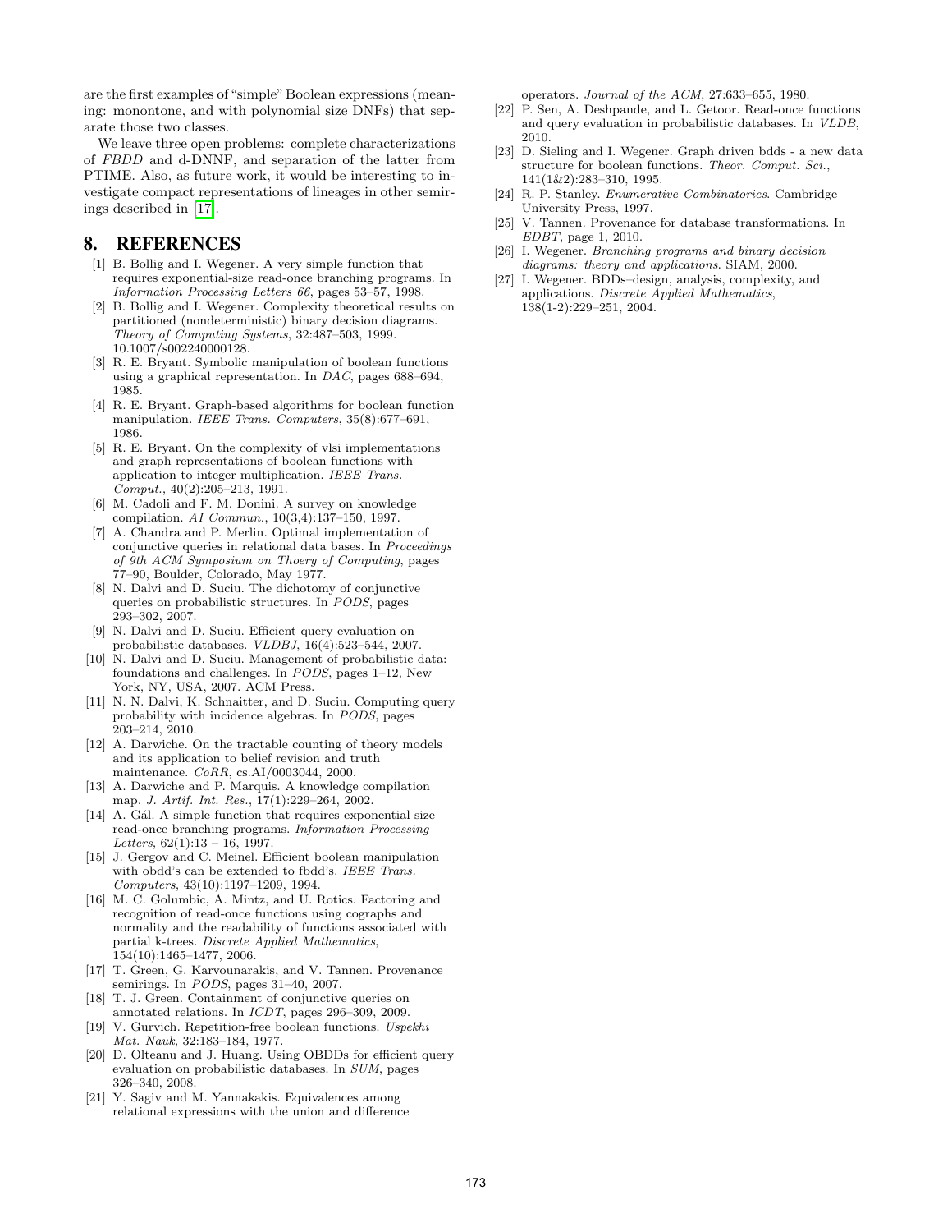are the first examples of "simple" Boolean expressions (meaning: monontone, and with polynomial size DNFs) that separate those two classes.

We leave three open problems: complete characterizations of *FBDD* and d-DNNF, and separation of the latter from PTIME. Also, as future work, it would be interesting to investigate compact representations of lineages in other semirings described in [17].

## 8. REFERENCES

[1] B. Bollig and I. Wegener. A very simple function that requires exponential-size read-once branching programs. In *Information Processing Letters 66*, pages 53–57, 1998.

[2] B. Bollig and I. Wegener. Complexity theoretical results on partitioned (nondeterministic) binary decision diagrams. *Theory of Computing Systems*, 32:487–503, 1999. 10.1007/s002240000128.

[3] R. E. Bryant. Symbolic manipulation of boolean functions using a graphical representation. In *DAC*, pages 688–694, 1985.

[4] R. E. Bryant. Graph-based algorithms for boolean function manipulation. *IEEE Trans. Computers*, 35(8):677–691, 1986.

[5] R. E. Bryant. On the complexity of vlsi implementations and graph representations of boolean functions with application to integer multiplication. *IEEE Trans. Comput.*, 40(2):205–213, 1991.

[6] M. Cadoli and F. M. Donini. A survey on knowledge compilation. *AI Commun.*, 10(3,4):137–150, 1997.

[7] A. Chandra and P. Merlin. Optimal implementation of conjunctive queries in relational data bases. In *Proceedings of 9th ACM Symposium on Thoery of Computing*, pages 77–90, Boulder, Colorado, May 1977.

[8] N. Dalvi and D. Suciu. The dichotomy of conjunctive queries on probabilistic structures. In *PODS*, pages 293–302, 2007.

[9] N. Dalvi and D. Suciu. Efficient query evaluation on probabilistic databases. *VLDBJ*, 16(4):523–544, 2007.

[10] N. Dalvi and D. Suciu. Management of probabilistic data: foundations and challenges. In *PODS*, pages 1–12, New York, NY, USA, 2007. ACM Press.

[11] N. N. Dalvi, K. Schnaitter, and D. Suciu. Computing query probability with incidence algebras. In *PODS*, pages 203–214, 2010.

[12] A. Darwiche. On the tractable counting of theory models and its application to belief revision and truth maintenance. *CoRR*, cs.AI/0003044, 2000.

[13] A. Darwiche and P. Marquis. A knowledge compilation map. *J. Artif. Int. Res.*, 17(1):229–264, 2002.

[14] A. Gál. A simple function that requires exponential size read-once branching programs. *Information Processing Letters*, 62(1):13 – 16, 1997.

[15] J. Gergov and C. Meinel. Efficient boolean manipulation with obdd's can be extended to fbdd's. *IEEE Trans. Computers*, 43(10):1197–1209, 1994.

[16] M. C. Golumbic, A. Mintz, and U. Rotics. Factoring and recognition of read-once functions using cographs and normality and the readability of functions associated with partial k-trees. *Discrete Applied Mathematics*, 154(10):1465–1477, 2006.

[17] T. Green, G. Karvounarakis, and V. Tannen. Provenance semirings. In *PODS*, pages 31–40, 2007.

[18] T. J. Green. Containment of conjunctive queries on annotated relations. In *ICDT*, pages 296–309, 2009.

[19] V. Gurvich. Repetition-free boolean functions. *Uspekhi Mat. Nauk*, 32:183–184, 1977.

[20] D. Olteanu and J. Huang. Using OBDDs for efficient query evaluation on probabilistic databases. In *SUM*, pages 326–340, 2008.

[21] Y. Sagiv and M. Yannakakis. Equivalences among relational expressions with the union and difference operators. *Journal of the ACM*, 27:633–655, 1980.

[22] P. Sen, A. Deshpande, and L. Getoor. Read-once functions and query evaluation in probabilistic databases. In *VLDB*, 2010.

[23] D. Sieling and I. Wegener. Graph driven bdds - a new data structure for boolean functions. *Theor. Comput. Sci.*, 141(1&2):283–310, 1995.

[24] R. P. Stanley. *Enumerative Combinatorics*. Cambridge University Press, 1997.

[25] V. Tannen. Provenance for database transformations. In *EDBT*, page 1, 2010.

[26] I. Wegener. *Branching programs and binary decision diagrams: theory and applications*. SIAM, 2000.

[27] I. Wegener. BDDs–design, analysis, complexity, and applications. *Discrete Applied Mathematics*, 138(1-2):229–251, 2004.